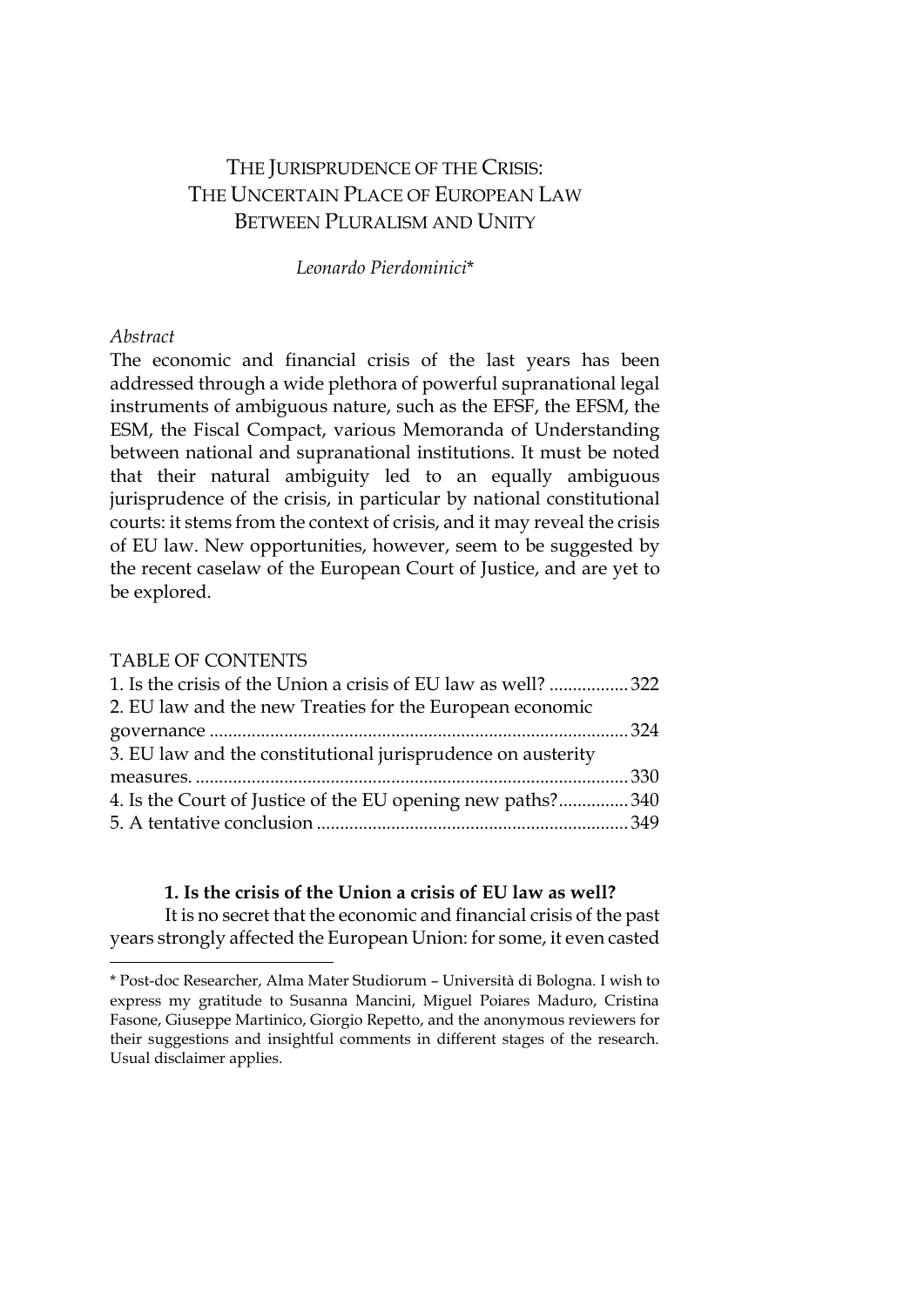# THE JURISPRUDENCE OF THE CRISIS: THE UNCERTAIN PLACE OF EUROPEAN LAW BETWEEN PLURALISM AND UNITY

*Leonardo Pierdominici**

*Abstract*

The economic and financial crisis of the last years has been addressed through a wide plethora of powerful supranational legal instruments of ambiguous nature, such as the EFSF, the EFSM, the ESM, the Fiscal Compact, various Memoranda of Understanding between national and supranational institutions. It must be noted that their natural ambiguity led to an equally ambiguous jurisprudence of the crisis, in particular by national constitutional courts: it stems from the context of crisis, and it may reveal the crisis of EU law. New opportunities, however, seem to be suggested by the recent caselaw of the European Court of Justice, and are yet to be explored.

TABLE OF CONTENTS

1. Is the crisis of the Union a crisis of EU law as well? ................. 322
2. EU law and the new Treaties for the European economic governance ......................................................................................... 324
3. EU law and the constitutional jurisprudence on austerity measures. ............................................................................................ 330
4. Is the Court of Justice of the EU opening new paths?............... 340
5. A tentative conclusion .................................................................. 349

## 1. Is the crisis of the Union a crisis of EU law as well?

It is no secret that the economic and financial crisis of the past years strongly affected the European Union: for some, it even casted

---

* Post-doc Researcher, Alma Mater Studiorum – Università di Bologna. I wish to express my gratitude to Susanna Mancini, Miguel Poiares Maduro, Cristina Fasone, Giuseppe Martinico, Giorgio Repetto, and the anonymous reviewers for their suggestions and insightful comments in different stages of the research. Usual disclaimer applies.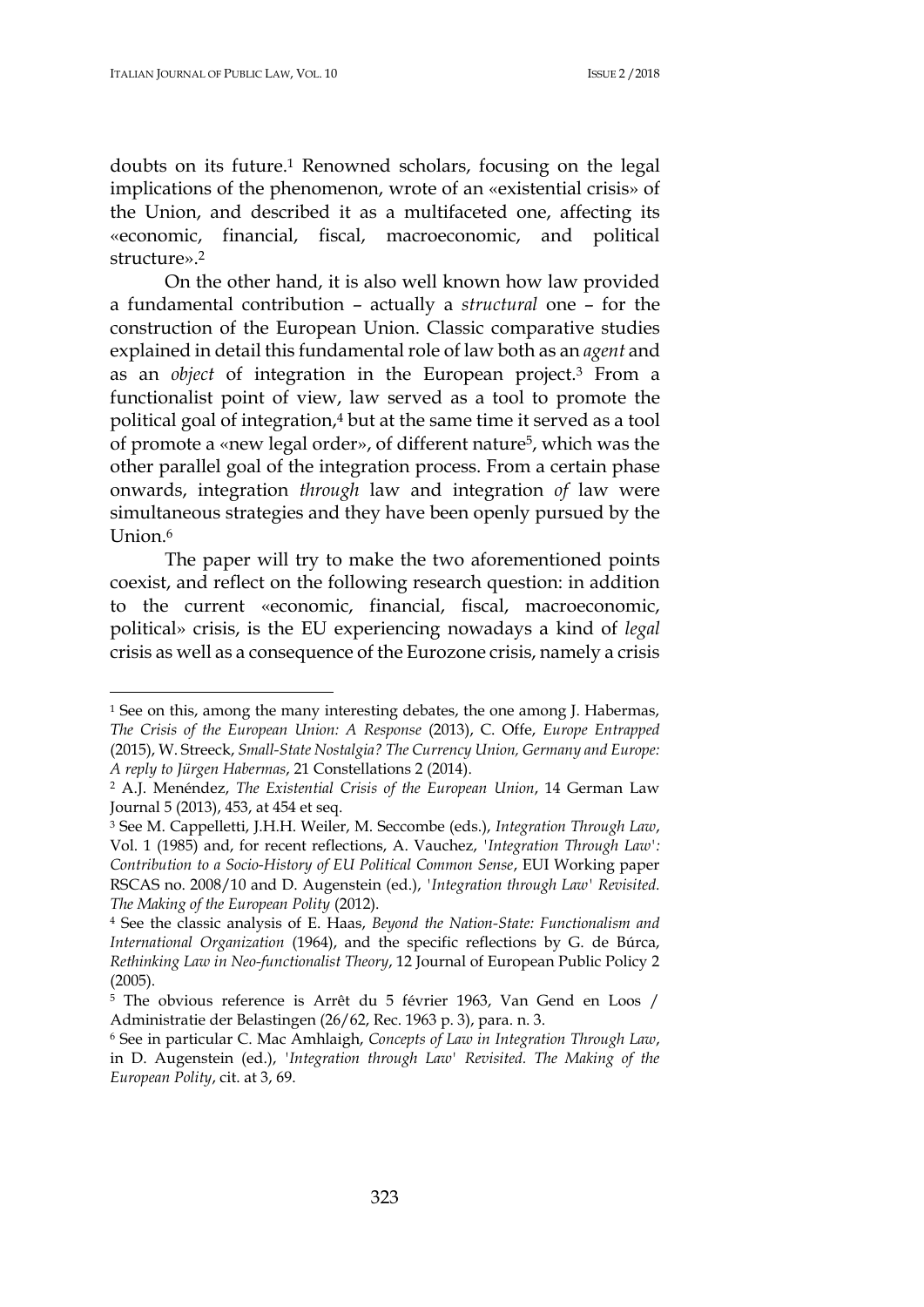doubts on its future.[1] Renowned scholars, focusing on the legal implications of the phenomenon, wrote of an «existential crisis» of the Union, and described it as a multifaceted one, affecting its «economic, financial, fiscal, macroeconomic, and political structure».[2]

On the other hand, it is also well known how law provided a fundamental contribution – actually a *structural* one – for the construction of the European Union. Classic comparative studies explained in detail this fundamental role of law both as an *agent* and as an *object* of integration in the European project.[3] From a functionalist point of view, law served as a tool to promote the political goal of integration,[4] but at the same time it served as a tool of promote a «new legal order», of different nature[5], which was the other parallel goal of the integration process. From a certain phase onwards, integration *through* law and integration *of* law were simultaneous strategies and they have been openly pursued by the Union.[6]

The paper will try to make the two aforementioned points coexist, and reflect on the following research question: in addition to the current «economic, financial, fiscal, macroeconomic, political» crisis, is the EU experiencing nowadays a kind of *legal* crisis as well as a consequence of the Eurozone crisis, namely a crisis

---

[1] See on this, among the many interesting debates, the one among J. Habermas, *The Crisis of the European Union: A Response* (2013), C. Offe, *Europe Entrapped* (2015), W. Streeck, *Small-State Nostalgia? The Currency Union, Germany and Europe: A reply to Jürgen Habermas*, 21 Constellations 2 (2014).

[2] A.J. Menéndez, *The Existential Crisis of the European Union*, 14 German Law Journal 5 (2013), 453, at 454 et seq.

[3] See M. Cappelletti, J.H.H. Weiler, M. Seccombe (eds.), *Integration Through Law*, Vol. 1 (1985) and, for recent reflections, A. Vauchez, *'Integration Through Law': Contribution to a Socio-History of EU Political Common Sense*, EUI Working paper RSCAS no. 2008/10 and D. Augenstein (ed.), *'Integration through Law' Revisited. The Making of the European Polity* (2012).

[4] See the classic analysis of E. Haas, *Beyond the Nation-State: Functionalism and International Organization* (1964), and the specific reflections by G. de Búrca, *Rethinking Law in Neo-functionalist Theory*, 12 Journal of European Public Policy 2 (2005).

[5] The obvious reference is Arrêt du 5 février 1963, Van Gend en Loos / Administratie der Belastingen (26/62, Rec. 1963 p. 3), para. n. 3.

[6] See in particular C. Mac Amhlaigh, *Concepts of Law in Integration Through Law*, in D. Augenstein (ed.), *'Integration through Law' Revisited. The Making of the European Polity*, cit. at 3, 69.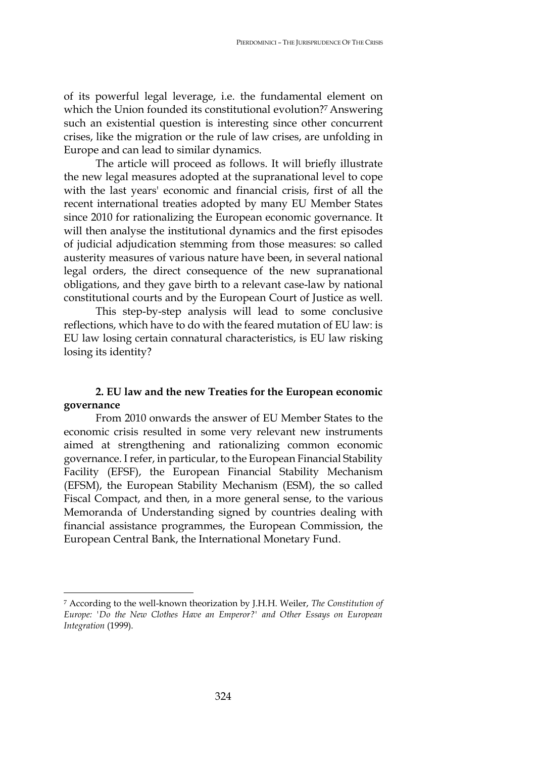of its powerful legal leverage, i.e. the fundamental element on which the Union founded its constitutional evolution?[7] Answering such an existential question is interesting since other concurrent crises, like the migration or the rule of law crises, are unfolding in Europe and can lead to similar dynamics.

The article will proceed as follows. It will briefly illustrate the new legal measures adopted at the supranational level to cope with the last years' economic and financial crisis, first of all the recent international treaties adopted by many EU Member States since 2010 for rationalizing the European economic governance. It will then analyse the institutional dynamics and the first episodes of judicial adjudication stemming from those measures: so called austerity measures of various nature have been, in several national legal orders, the direct consequence of the new supranational obligations, and they gave birth to a relevant case-law by national constitutional courts and by the European Court of Justice as well.

This step-by-step analysis will lead to some conclusive reflections, which have to do with the feared mutation of EU law: is EU law losing certain connatural characteristics, is EU law risking losing its identity?

## 2. EU law and the new Treaties for the European economic governance

From 2010 onwards the answer of EU Member States to the economic crisis resulted in some very relevant new instruments aimed at strengthening and rationalizing common economic governance. I refer, in particular, to the European Financial Stability Facility (EFSF), the European Financial Stability Mechanism (EFSM), the European Stability Mechanism (ESM), the so called Fiscal Compact, and then, in a more general sense, to the various Memoranda of Understanding signed by countries dealing with financial assistance programmes, the European Commission, the European Central Bank, the International Monetary Fund.

---

[7] According to the well-known theorization by J.H.H. Weiler, *The Constitution of Europe: 'Do the New Clothes Have an Emperor?' and Other Essays on European Integration* (1999).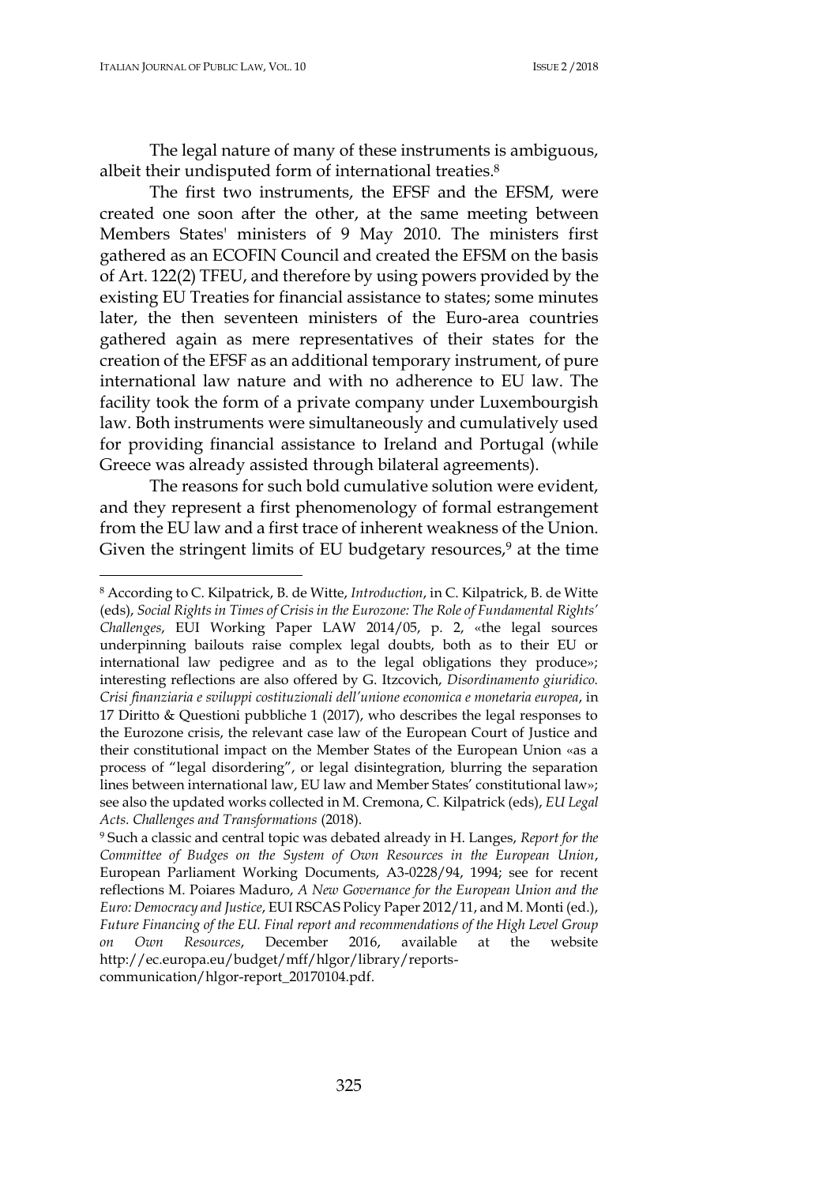The legal nature of many of these instruments is ambiguous, albeit their undisputed form of international treaties.[8]

The first two instruments, the EFSF and the EFSM, were created one soon after the other, at the same meeting between Members States' ministers of 9 May 2010. The ministers first gathered as an ECOFIN Council and created the EFSM on the basis of Art. 122(2) TFEU, and therefore by using powers provided by the existing EU Treaties for financial assistance to states; some minutes later, the then seventeen ministers of the Euro-area countries gathered again as mere representatives of their states for the creation of the EFSF as an additional temporary instrument, of pure international law nature and with no adherence to EU law. The facility took the form of a private company under Luxembourgish law. Both instruments were simultaneously and cumulatively used for providing financial assistance to Ireland and Portugal (while Greece was already assisted through bilateral agreements).

The reasons for such bold cumulative solution were evident, and they represent a first phenomenology of formal estrangement from the EU law and a first trace of inherent weakness of the Union. Given the stringent limits of EU budgetary resources,[9] at the time

---

[8] According to C. Kilpatrick, B. de Witte, *Introduction*, in C. Kilpatrick, B. de Witte (eds), *Social Rights in Times of Crisis in the Eurozone: The Role of Fundamental Rights' Challenges*, EUI Working Paper LAW 2014/05, p. 2, «the legal sources underpinning bailouts raise complex legal doubts, both as to their EU or international law pedigree and as to the legal obligations they produce»; interesting reflections are also offered by G. Itzcovich, *Disordinamento giuridico. Crisi finanziaria e sviluppi costituzionali dell'unione economica e monetaria europea*, in 17 Diritto & Questioni pubbliche 1 (2017), who describes the legal responses to the Eurozone crisis, the relevant case law of the European Court of Justice and their constitutional impact on the Member States of the European Union «as a process of "legal disordering", or legal disintegration, blurring the separation lines between international law, EU law and Member States' constitutional law»; see also the updated works collected in M. Cremona, C. Kilpatrick (eds), *EU Legal Acts. Challenges and Transformations* (2018).

[9] Such a classic and central topic was debated already in H. Langes, *Report for the Committee of Budges on the System of Own Resources in the European Union*, European Parliament Working Documents, A3-0228/94, 1994; see for recent reflections M. Poiares Maduro, *A New Governance for the European Union and the Euro: Democracy and Justice*, EUI RSCAS Policy Paper 2012/11, and M. Monti (ed.), *Future Financing of the EU. Final report and recommendations of the High Level Group on Own Resources*, December 2016, available at the website http://ec.europa.eu/budget/mff/hlgor/library/reports-communication/hlgor-report_20170104.pdf.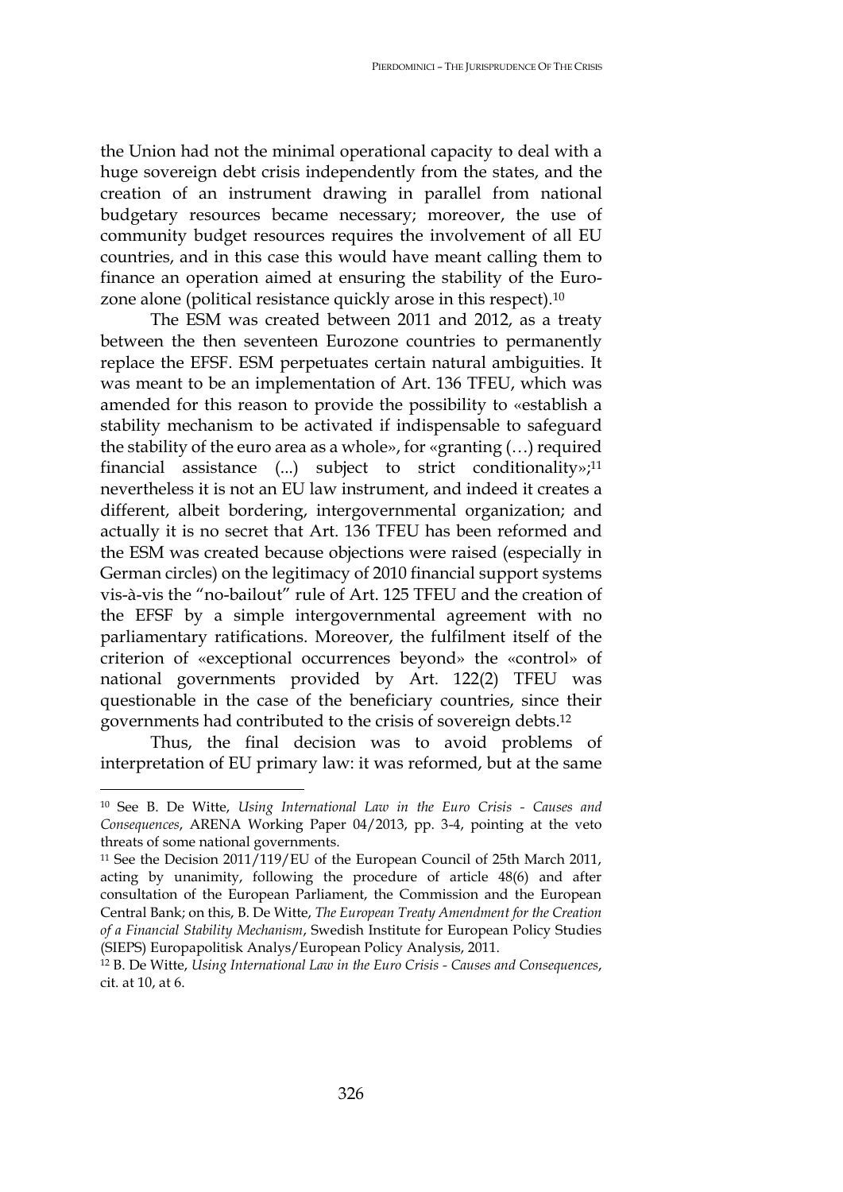the Union had not the minimal operational capacity to deal with a huge sovereign debt crisis independently from the states, and the creation of an instrument drawing in parallel from national budgetary resources became necessary; moreover, the use of community budget resources requires the involvement of all EU countries, and in this case this would have meant calling them to finance an operation aimed at ensuring the stability of the Eurozone alone (political resistance quickly arose in this respect).[10]

The ESM was created between 2011 and 2012, as a treaty between the then seventeen Eurozone countries to permanently replace the EFSF. ESM perpetuates certain natural ambiguities. It was meant to be an implementation of Art. 136 TFEU, which was amended for this reason to provide the possibility to «establish a stability mechanism to be activated if indispensable to safeguard the stability of the euro area as a whole», for «granting (…) required financial assistance (...) subject to strict conditionality»;[11] nevertheless it is not an EU law instrument, and indeed it creates a different, albeit bordering, intergovernmental organization; and actually it is no secret that Art. 136 TFEU has been reformed and the ESM was created because objections were raised (especially in German circles) on the legitimacy of 2010 financial support systems vis-à-vis the "no-bailout" rule of Art. 125 TFEU and the creation of the EFSF by a simple intergovernmental agreement with no parliamentary ratifications. Moreover, the fulfilment itself of the criterion of «exceptional occurrences beyond» the «control» of national governments provided by Art. 122(2) TFEU was questionable in the case of the beneficiary countries, since their governments had contributed to the crisis of sovereign debts.[12]

Thus, the final decision was to avoid problems of interpretation of EU primary law: it was reformed, but at the same

---

[10] See B. De Witte, *Using International Law in the Euro Crisis - Causes and Consequences*, ARENA Working Paper 04/2013, pp. 3-4, pointing at the veto threats of some national governments.

[11] See the Decision 2011/119/EU of the European Council of 25th March 2011, acting by unanimity, following the procedure of article 48(6) and after consultation of the European Parliament, the Commission and the European Central Bank; on this, B. De Witte, *The European Treaty Amendment for the Creation of a Financial Stability Mechanism*, Swedish Institute for European Policy Studies (SIEPS) Europapolitisk Analys/European Policy Analysis, 2011.

[12] B. De Witte, *Using International Law in the Euro Crisis - Causes and Consequences*, cit. at 10, at 6.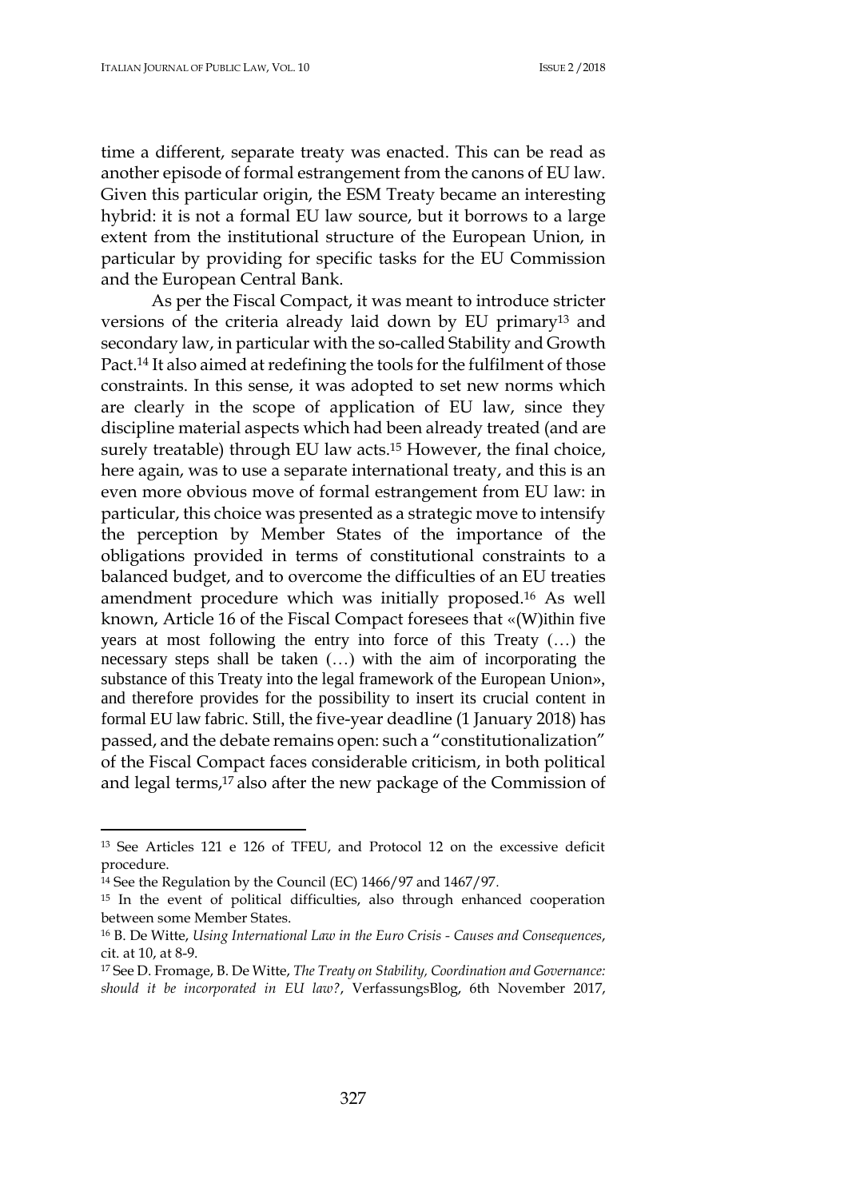time a different, separate treaty was enacted. This can be read as another episode of formal estrangement from the canons of EU law. Given this particular origin, the ESM Treaty became an interesting hybrid: it is not a formal EU law source, but it borrows to a large extent from the institutional structure of the European Union, in particular by providing for specific tasks for the EU Commission and the European Central Bank.

As per the Fiscal Compact, it was meant to introduce stricter versions of the criteria already laid down by EU primary[13] and secondary law, in particular with the so-called Stability and Growth Pact.[14] It also aimed at redefining the tools for the fulfilment of those constraints. In this sense, it was adopted to set new norms which are clearly in the scope of application of EU law, since they discipline material aspects which had been already treated (and are surely treatable) through EU law acts.[15] However, the final choice, here again, was to use a separate international treaty, and this is an even more obvious move of formal estrangement from EU law: in particular, this choice was presented as a strategic move to intensify the perception by Member States of the importance of the obligations provided in terms of constitutional constraints to a balanced budget, and to overcome the difficulties of an EU treaties amendment procedure which was initially proposed.[16] As well known, Article 16 of the Fiscal Compact foresees that «(W)ithin five years at most following the entry into force of this Treaty (…) the necessary steps shall be taken (…) with the aim of incorporating the substance of this Treaty into the legal framework of the European Union», and therefore provides for the possibility to insert its crucial content in formal EU law fabric. Still, the five-year deadline (1 January 2018) has passed, and the debate remains open: such a "constitutionalization" of the Fiscal Compact faces considerable criticism, in both political and legal terms,[17] also after the new package of the Commission of

---

[13] See Articles 121 e 126 of TFEU, and Protocol 12 on the excessive deficit procedure.

[14] See the Regulation by the Council (EC) 1466/97 and 1467/97.

[15] In the event of political difficulties, also through enhanced cooperation between some Member States.

[16] B. De Witte, *Using International Law in the Euro Crisis - Causes and Consequences*, cit. at 10, at 8-9.

[17] See D. Fromage, B. De Witte, *The Treaty on Stability, Coordination and Governance: should it be incorporated in EU law?*, VerfassungsBlog, 6th November 2017,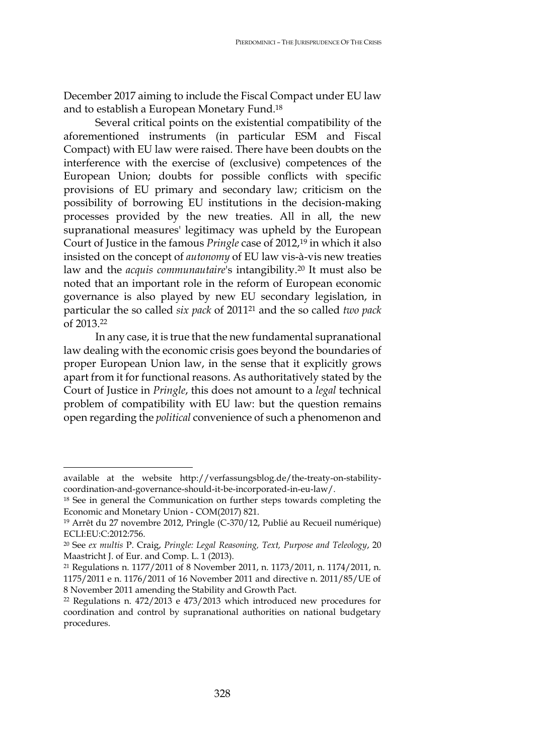December 2017 aiming to include the Fiscal Compact under EU law and to establish a European Monetary Fund.[18]

Several critical points on the existential compatibility of the aforementioned instruments (in particular ESM and Fiscal Compact) with EU law were raised. There have been doubts on the interference with the exercise of (exclusive) competences of the European Union; doubts for possible conflicts with specific provisions of EU primary and secondary law; criticism on the possibility of borrowing EU institutions in the decision-making processes provided by the new treaties. All in all, the new supranational measures' legitimacy was upheld by the European Court of Justice in the famous *Pringle* case of 2012,[19] in which it also insisted on the concept of *autonomy* of EU law vis-à-vis new treaties law and the *acquis communautaire*'s intangibility.[20] It must also be noted that an important role in the reform of European economic governance is also played by new EU secondary legislation, in particular the so called *six pack* of 2011[21] and the so called *two pack* of 2013.[22]

In any case, it is true that the new fundamental supranational law dealing with the economic crisis goes beyond the boundaries of proper European Union law, in the sense that it explicitly grows apart from it for functional reasons. As authoritatively stated by the Court of Justice in *Pringle*, this does not amount to a *legal* technical problem of compatibility with EU law: but the question remains open regarding the *political* convenience of such a phenomenon and

---

available at the website http://verfassungsblog.de/the-treaty-on-stability-coordination-and-governance-should-it-be-incorporated-in-eu-law/.

[18] See in general the Communication on further steps towards completing the Economic and Monetary Union - COM(2017) 821.

[19] Arrêt du 27 novembre 2012, Pringle (C-370/12, Publié au Recueil numérique) ECLI:EU:C:2012:756.

[20] See *ex multis* P. Craig, *Pringle: Legal Reasoning, Text, Purpose and Teleology*, 20 Maastricht J. of Eur. and Comp. L. 1 (2013).

[21] Regulations n. 1177/2011 of 8 November 2011, n. 1173/2011, n. 1174/2011, n. 1175/2011 e n. 1176/2011 of 16 November 2011 and directive n. 2011/85/UE of 8 November 2011 amending the Stability and Growth Pact.

[22] Regulations n. 472/2013 e 473/2013 which introduced new procedures for coordination and control by supranational authorities on national budgetary procedures.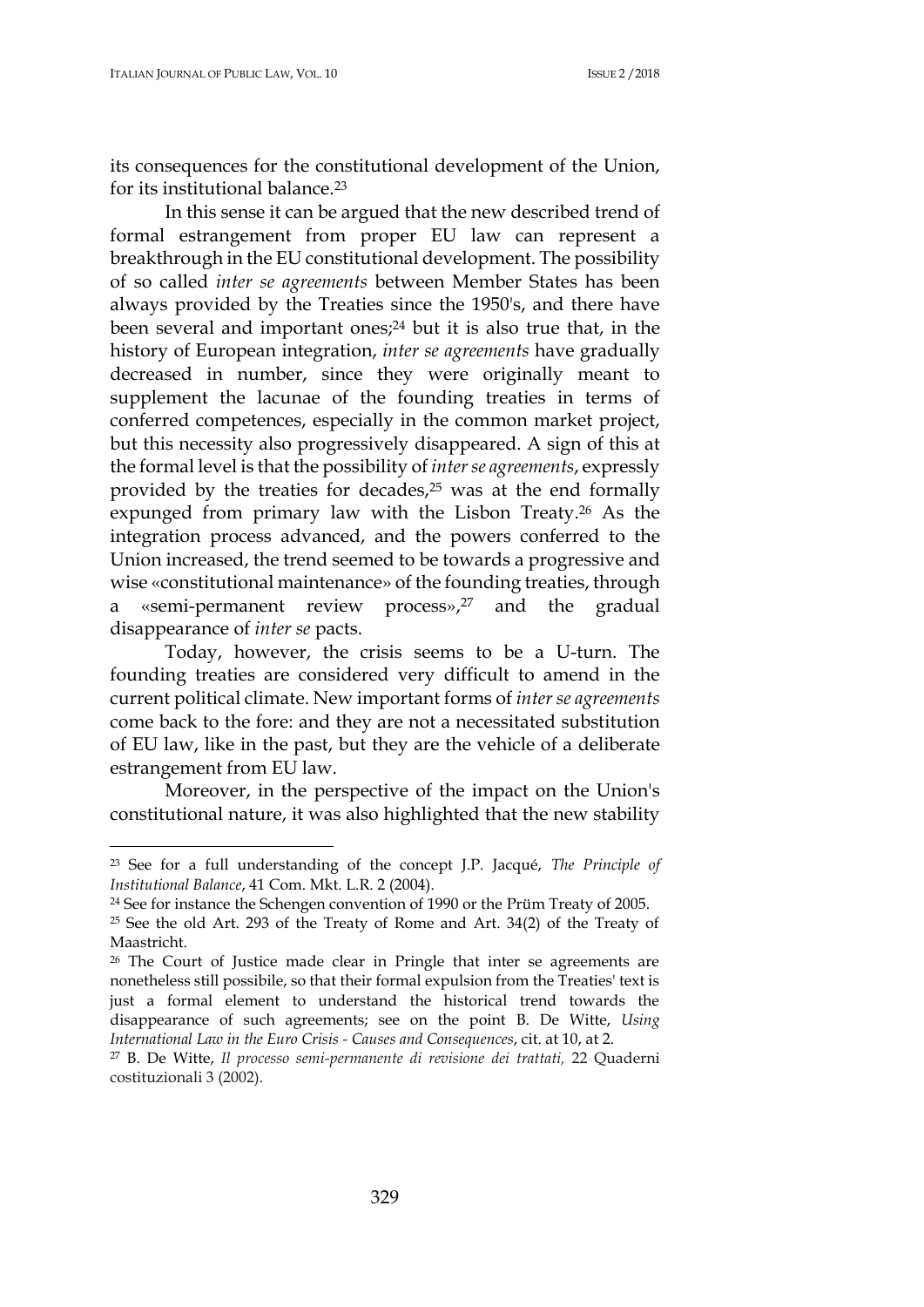its consequences for the constitutional development of the Union, for its institutional balance.[23]

In this sense it can be argued that the new described trend of formal estrangement from proper EU law can represent a breakthrough in the EU constitutional development. The possibility of so called *inter se agreements* between Member States has been always provided by the Treaties since the 1950's, and there have been several and important ones;[24] but it is also true that, in the history of European integration, *inter se agreements* have gradually decreased in number, since they were originally meant to supplement the lacunae of the founding treaties in terms of conferred competences, especially in the common market project, but this necessity also progressively disappeared. A sign of this at the formal level is that the possibility of *inter se agreements*, expressly provided by the treaties for decades,[25] was at the end formally expunged from primary law with the Lisbon Treaty.[26] As the integration process advanced, and the powers conferred to the Union increased, the trend seemed to be towards a progressive and wise «constitutional maintenance» of the founding treaties, through a «semi-permanent review process»,[27] and the gradual disappearance of *inter se* pacts.

Today, however, the crisis seems to be a U-turn. The founding treaties are considered very difficult to amend in the current political climate. New important forms of *inter se agreements* come back to the fore: and they are not a necessitated substitution of EU law, like in the past, but they are the vehicle of a deliberate estrangement from EU law.

Moreover, in the perspective of the impact on the Union's constitutional nature, it was also highlighted that the new stability

---

[23] See for a full understanding of the concept J.P. Jacqué, *The Principle of Institutional Balance*, 41 Com. Mkt. L.R. 2 (2004).

[24] See for instance the Schengen convention of 1990 or the Prüm Treaty of 2005.

[25] See the old Art. 293 of the Treaty of Rome and Art. 34(2) of the Treaty of Maastricht.

[26] The Court of Justice made clear in Pringle that inter se agreements are nonetheless still possibile, so that their formal expulsion from the Treaties' text is just a formal element to understand the historical trend towards the disappearance of such agreements; see on the point B. De Witte, *Using International Law in the Euro Crisis - Causes and Consequences*, cit. at 10, at 2.

[27] B. De Witte, *Il processo semi-permanente di revisione dei trattati,* 22 Quaderni costituzionali 3 (2002).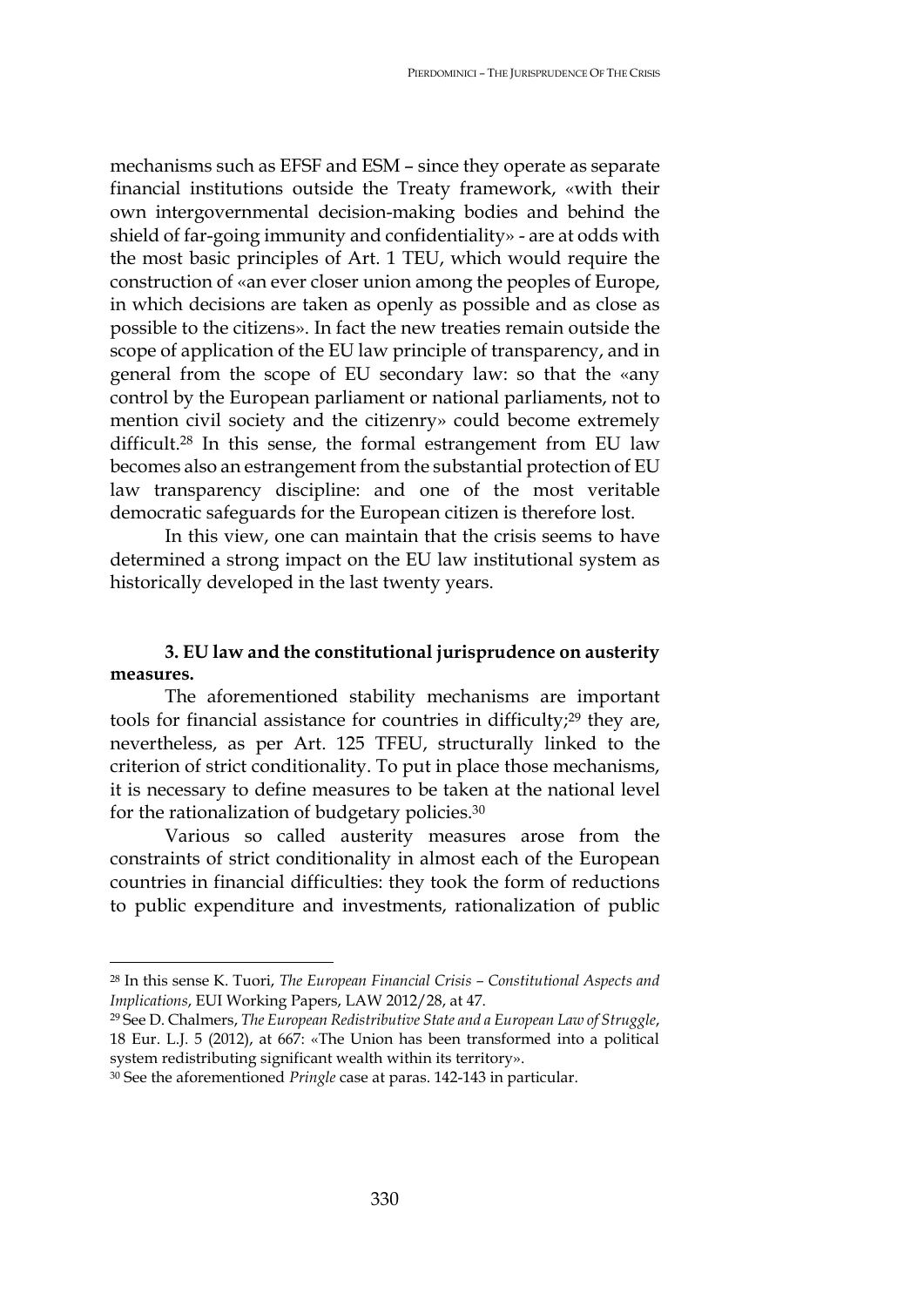mechanisms such as EFSF and ESM – since they operate as separate financial institutions outside the Treaty framework, «with their own intergovernmental decision-making bodies and behind the shield of far-going immunity and confidentiality» - are at odds with the most basic principles of Art. 1 TEU, which would require the construction of «an ever closer union among the peoples of Europe, in which decisions are taken as openly as possible and as close as possible to the citizens». In fact the new treaties remain outside the scope of application of the EU law principle of transparency, and in general from the scope of EU secondary law: so that the «any control by the European parliament or national parliaments, not to mention civil society and the citizenry» could become extremely difficult.[28] In this sense, the formal estrangement from EU law becomes also an estrangement from the substantial protection of EU law transparency discipline: and one of the most veritable democratic safeguards for the European citizen is therefore lost.

In this view, one can maintain that the crisis seems to have determined a strong impact on the EU law institutional system as historically developed in the last twenty years.

### 3. EU law and the constitutional jurisprudence on austerity measures.

The aforementioned stability mechanisms are important tools for financial assistance for countries in difficulty;[29] they are, nevertheless, as per Art. 125 TFEU, structurally linked to the criterion of strict conditionality. To put in place those mechanisms, it is necessary to define measures to be taken at the national level for the rationalization of budgetary policies.[30]

Various so called austerity measures arose from the constraints of strict conditionality in almost each of the European countries in financial difficulties: they took the form of reductions to public expenditure and investments, rationalization of public

---

[28] In this sense K. Tuori, *The European Financial Crisis – Constitutional Aspects and Implications*, EUI Working Papers, LAW 2012/28, at 47.

[29] See D. Chalmers, *The European Redistributive State and a European Law of Struggle*, 18 Eur. L.J. 5 (2012), at 667: «The Union has been transformed into a political system redistributing significant wealth within its territory».

[30] See the aforementioned *Pringle* case at paras. 142-143 in particular.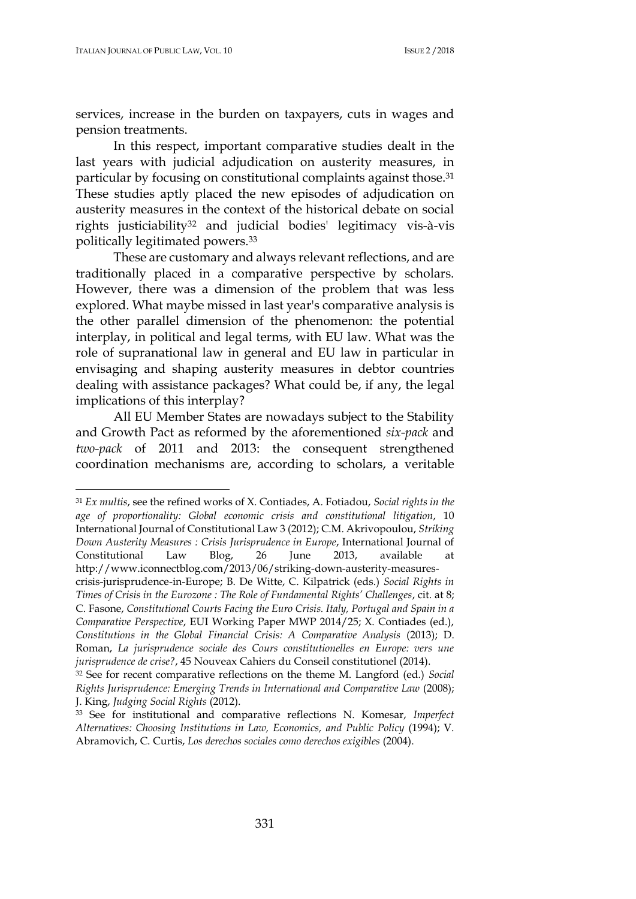services, increase in the burden on taxpayers, cuts in wages and pension treatments.

In this respect, important comparative studies dealt in the last years with judicial adjudication on austerity measures, in particular by focusing on constitutional complaints against those.[31] These studies aptly placed the new episodes of adjudication on austerity measures in the context of the historical debate on social rights justiciability[32] and judicial bodies' legitimacy vis-à-vis politically legitimated powers.[33]

These are customary and always relevant reflections, and are traditionally placed in a comparative perspective by scholars. However, there was a dimension of the problem that was less explored. What maybe missed in last year's comparative analysis is the other parallel dimension of the phenomenon: the potential interplay, in political and legal terms, with EU law. What was the role of supranational law in general and EU law in particular in envisaging and shaping austerity measures in debtor countries dealing with assistance packages? What could be, if any, the legal implications of this interplay?

All EU Member States are nowadays subject to the Stability and Growth Pact as reformed by the aforementioned *six-pack* and *two-pack* of 2011 and 2013: the consequent strengthened coordination mechanisms are, according to scholars, a veritable

---

[31] *Ex multis*, see the refined works of X. Contiades, A. Fotiadou, *Social rights in the age of proportionality: Global economic crisis and constitutional litigation*, 10 International Journal of Constitutional Law 3 (2012); C.M. Akrivopoulou, *Striking Down Austerity Measures : Crisis Jurisprudence in Europe*, International Journal of Constitutional Law Blog, 26 June 2013, available at http://www.iconnectblog.com/2013/06/striking-down-austerity-measures-crisis-jurisprudence-in-Europe; B. De Witte, C. Kilpatrick (eds.) *Social Rights in Times of Crisis in the Eurozone : The Role of Fundamental Rights' Challenges*, cit. at 8; C. Fasone, *Constitutional Courts Facing the Euro Crisis. Italy, Portugal and Spain in a Comparative Perspective*, EUI Working Paper MWP 2014/25; X. Contiades (ed.), *Constitutions in the Global Financial Crisis: A Comparative Analysis* (2013); D. Roman, *La jurisprudence sociale des Cours constitutionelles en Europe: vers une jurisprudence de crise?*, 45 Nouveax Cahiers du Conseil constitutionel (2014).

[32] See for recent comparative reflections on the theme M. Langford (ed.) *Social Rights Jurisprudence: Emerging Trends in International and Comparative Law* (2008); J. King, *Judging Social Rights* (2012).

[33] See for institutional and comparative reflections N. Komesar, *Imperfect Alternatives: Choosing Institutions in Law, Economics, and Public Policy* (1994); V. Abramovich, C. Curtis, *Los derechos sociales como derechos exigibles* (2004).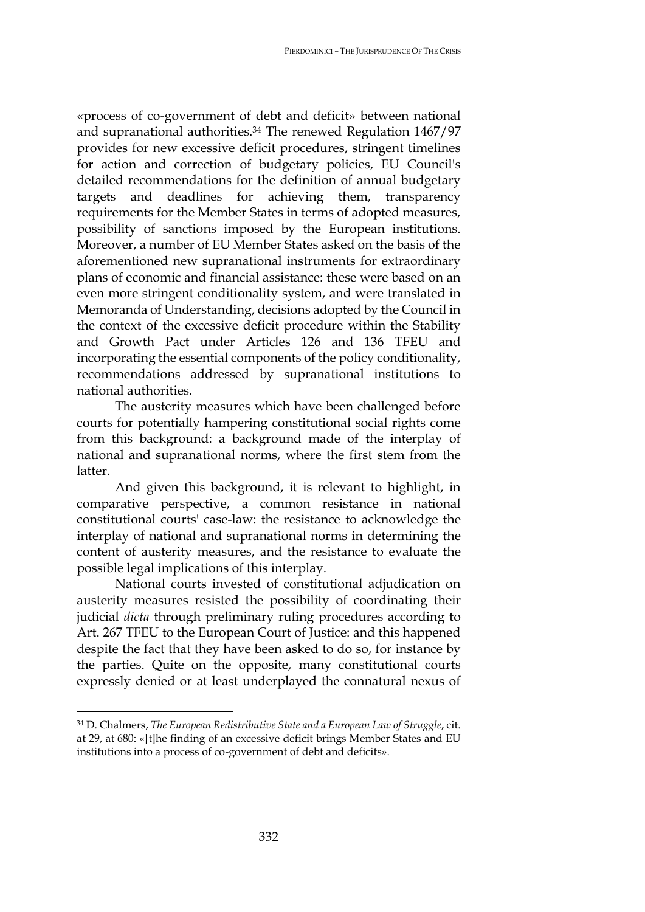«process of co-government of debt and deficit» between national and supranational authorities.[34] The renewed Regulation 1467/97 provides for new excessive deficit procedures, stringent timelines for action and correction of budgetary policies, EU Council's detailed recommendations for the definition of annual budgetary targets and deadlines for achieving them, transparency requirements for the Member States in terms of adopted measures, possibility of sanctions imposed by the European institutions. Moreover, a number of EU Member States asked on the basis of the aforementioned new supranational instruments for extraordinary plans of economic and financial assistance: these were based on an even more stringent conditionality system, and were translated in Memoranda of Understanding, decisions adopted by the Council in the context of the excessive deficit procedure within the Stability and Growth Pact under Articles 126 and 136 TFEU and incorporating the essential components of the policy conditionality, recommendations addressed by supranational institutions to national authorities.

The austerity measures which have been challenged before courts for potentially hampering constitutional social rights come from this background: a background made of the interplay of national and supranational norms, where the first stem from the latter.

And given this background, it is relevant to highlight, in comparative perspective, a common resistance in national constitutional courts' case-law: the resistance to acknowledge the interplay of national and supranational norms in determining the content of austerity measures, and the resistance to evaluate the possible legal implications of this interplay.

National courts invested of constitutional adjudication on austerity measures resisted the possibility of coordinating their judicial *dicta* through preliminary ruling procedures according to Art. 267 TFEU to the European Court of Justice: and this happened despite the fact that they have been asked to do so, for instance by the parties. Quite on the opposite, many constitutional courts expressly denied or at least underplayed the connatural nexus of

---

[34] D. Chalmers, *The European Redistributive State and a European Law of Struggle*, cit. at 29, at 680: «[t]he finding of an excessive deficit brings Member States and EU institutions into a process of co-government of debt and deficits».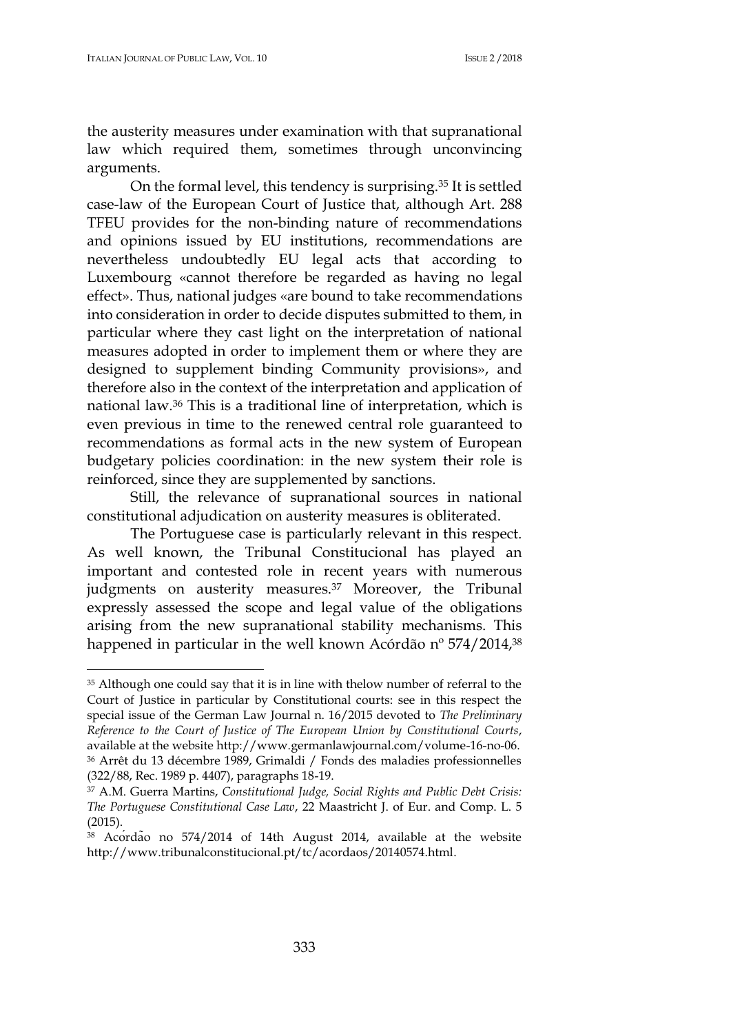the austerity measures under examination with that supranational law which required them, sometimes through unconvincing arguments.

On the formal level, this tendency is surprising.[35] It is settled case-law of the European Court of Justice that, although Art. 288 TFEU provides for the non-binding nature of recommendations and opinions issued by EU institutions, recommendations are nevertheless undoubtedly EU legal acts that according to Luxembourg «cannot therefore be regarded as having no legal effect». Thus, national judges «are bound to take recommendations into consideration in order to decide disputes submitted to them, in particular where they cast light on the interpretation of national measures adopted in order to implement them or where they are designed to supplement binding Community provisions», and therefore also in the context of the interpretation and application of national law.[36] This is a traditional line of interpretation, which is even previous in time to the renewed central role guaranteed to recommendations as formal acts in the new system of European budgetary policies coordination: in the new system their role is reinforced, since they are supplemented by sanctions.

Still, the relevance of supranational sources in national constitutional adjudication on austerity measures is obliterated.

The Portuguese case is particularly relevant in this respect. As well known, the Tribunal Constitucional has played an important and contested role in recent years with numerous judgments on austerity measures.[37] Moreover, the Tribunal expressly assessed the scope and legal value of the obligations arising from the new supranational stability mechanisms. This happened in particular in the well known Acórdão nº 574/2014,[38]

---

[35] Although one could say that it is in line with thelow number of referral to the Court of Justice in particular by Constitutional courts: see in this respect the special issue of the German Law Journal n. 16/2015 devoted to *The Preliminary Reference to the Court of Justice of The European Union by Constitutional Courts*, available at the website http://www.germanlawjournal.com/volume-16-no-06.

[36] Arrêt du 13 décembre 1989, Grimaldi / Fonds des maladies professionnelles (322/88, Rec. 1989 p. 4407), paragraphs 18-19.

[37] A.M. Guerra Martins, *Constitutional Judge, Social Rights and Public Debt Crisis: The Portuguese Constitutional Case Law*, 22 Maastricht J. of Eur. and Comp. L. 5 (2015).

[38] Acórdão no 574/2014 of 14th August 2014, available at the website http://www.tribunalconstitucional.pt/tc/acordaos/20140574.html.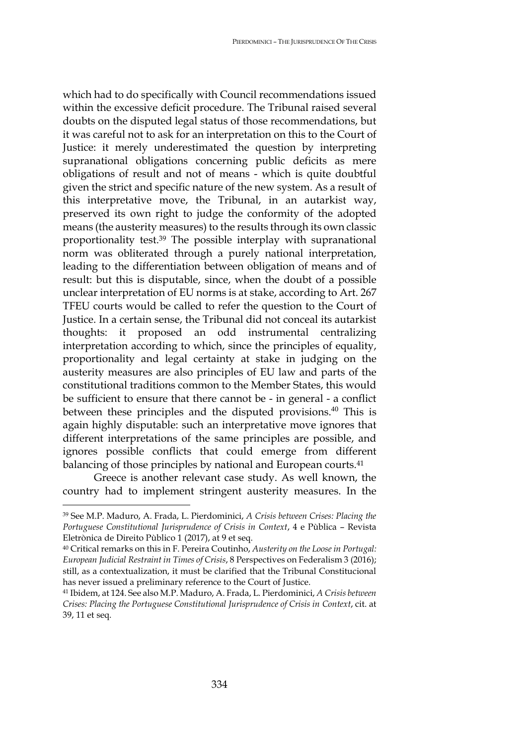which had to do specifically with Council recommendations issued within the excessive deficit procedure. The Tribunal raised several doubts on the disputed legal status of those recommendations, but it was careful not to ask for an interpretation on this to the Court of Justice: it merely underestimated the question by interpreting supranational obligations concerning public deficits as mere obligations of result and not of means - which is quite doubtful given the strict and specific nature of the new system. As a result of this interpretative move, the Tribunal, in an autarkist way, preserved its own right to judge the conformity of the adopted means (the austerity measures) to the results through its own classic proportionality test.[39] The possible interplay with supranational norm was obliterated through a purely national interpretation, leading to the differentiation between obligation of means and of result: but this is disputable, since, when the doubt of a possible unclear interpretation of EU norms is at stake, according to Art. 267 TFEU courts would be called to refer the question to the Court of Justice. In a certain sense, the Tribunal did not conceal its autarkist thoughts: it proposed an odd instrumental centralizing interpretation according to which, since the principles of equality, proportionality and legal certainty at stake in judging on the austerity measures are also principles of EU law and parts of the constitutional traditions common to the Member States, this would be sufficient to ensure that there cannot be - in general - a conflict between these principles and the disputed provisions.[40] This is again highly disputable: such an interpretative move ignores that different interpretations of the same principles are possible, and ignores possible conflicts that could emerge from different balancing of those principles by national and European courts.[41]

Greece is another relevant case study. As well known, the country had to implement stringent austerity measures. In the

---

[39] See M.P. Maduro, A. Frada, L. Pierdominici, *A Crisis between Crises: Placing the Portuguese Constitutional Jurisprudence of Crisis in Context*, 4 e Pùblica – Revista Eletrònica de Direito Pùblico 1 (2017), at 9 et seq.

[40] Critical remarks on this in F. Pereira Coutinho, *Austerity on the Loose in Portugal: European Judicial Restraint in Times of Crisis*, 8 Perspectives on Federalism 3 (2016); still, as a contextualization, it must be clarified that the Tribunal Constitucional has never issued a preliminary reference to the Court of Justice.

[41] Ibidem, at 124. See also M.P. Maduro, A. Frada, L. Pierdominici, *A Crisis between Crises: Placing the Portuguese Constitutional Jurisprudence of Crisis in Context*, cit. at 39, 11 et seq.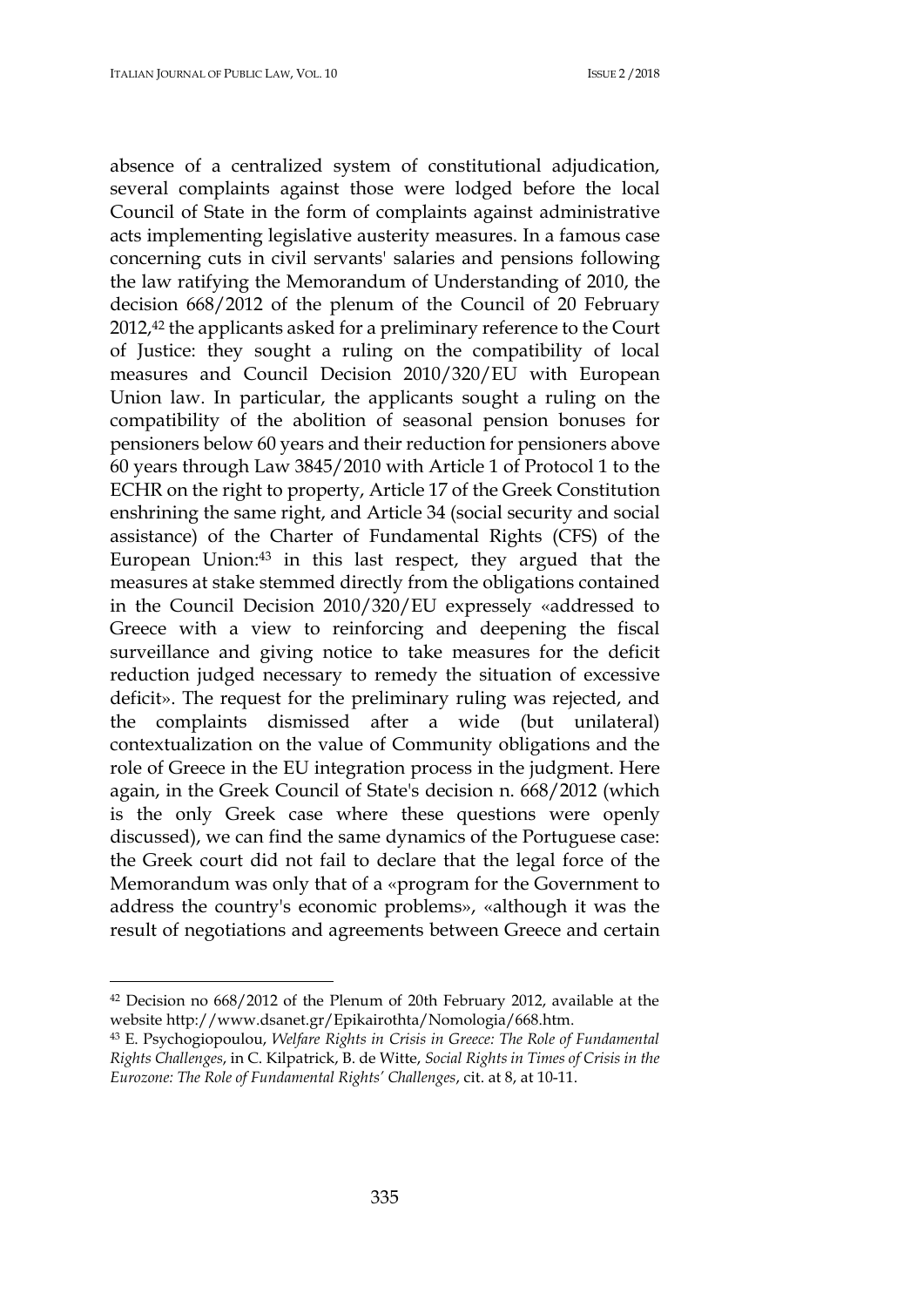absence of a centralized system of constitutional adjudication, several complaints against those were lodged before the local Council of State in the form of complaints against administrative acts implementing legislative austerity measures. In a famous case concerning cuts in civil servants' salaries and pensions following the law ratifying the Memorandum of Understanding of 2010, the decision 668/2012 of the plenum of the Council of 20 February 2012,[42] the applicants asked for a preliminary reference to the Court of Justice: they sought a ruling on the compatibility of local measures and Council Decision 2010/320/EU with European Union law. In particular, the applicants sought a ruling on the compatibility of the abolition of seasonal pension bonuses for pensioners below 60 years and their reduction for pensioners above 60 years through Law 3845/2010 with Article 1 of Protocol 1 to the ECHR on the right to property, Article 17 of the Greek Constitution enshrining the same right, and Article 34 (social security and social assistance) of the Charter of Fundamental Rights (CFS) of the European Union:[43] in this last respect, they argued that the measures at stake stemmed directly from the obligations contained in the Council Decision 2010/320/EU expressely «addressed to Greece with a view to reinforcing and deepening the fiscal surveillance and giving notice to take measures for the deficit reduction judged necessary to remedy the situation of excessive deficit». The request for the preliminary ruling was rejected, and the complaints dismissed after a wide (but unilateral) contextualization on the value of Community obligations and the role of Greece in the EU integration process in the judgment. Here again, in the Greek Council of State's decision n. 668/2012 (which is the only Greek case where these questions were openly discussed), we can find the same dynamics of the Portuguese case: the Greek court did not fail to declare that the legal force of the Memorandum was only that of a «program for the Government to address the country's economic problems», «although it was the result of negotiations and agreements between Greece and certain

---

[42] Decision no 668/2012 of the Plenum of 20th February 2012, available at the website http://www.dsanet.gr/Epikairothta/Nomologia/668.htm.

[43] E. Psychogiopoulou, *Welfare Rights in Crisis in Greece: The Role of Fundamental Rights Challenges*, in C. Kilpatrick, B. de Witte, *Social Rights in Times of Crisis in the Eurozone: The Role of Fundamental Rights' Challenges*, cit. at 8, at 10-11.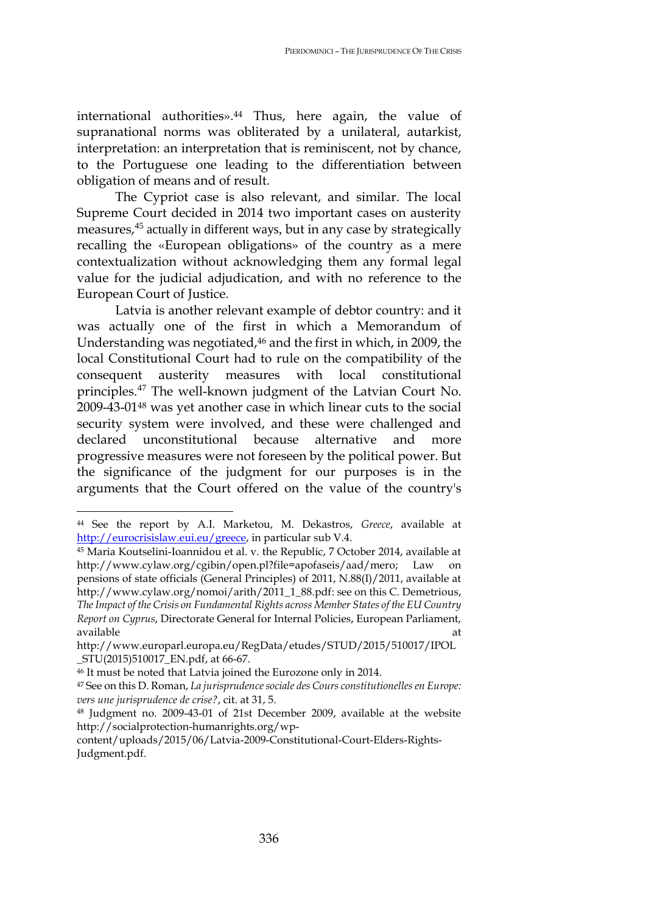international authorities».[44] Thus, here again, the value of supranational norms was obliterated by a unilateral, autarkist, interpretation: an interpretation that is reminiscent, not by chance, to the Portuguese one leading to the differentiation between obligation of means and of result.

The Cypriot case is also relevant, and similar. The local Supreme Court decided in 2014 two important cases on austerity measures,[45] actually in different ways, but in any case by strategically recalling the «European obligations» of the country as a mere contextualization without acknowledging them any formal legal value for the judicial adjudication, and with no reference to the European Court of Justice.

Latvia is another relevant example of debtor country: and it was actually one of the first in which a Memorandum of Understanding was negotiated,[46] and the first in which, in 2009, the local Constitutional Court had to rule on the compatibility of the consequent austerity measures with local constitutional principles.[47] The well-known judgment of the Latvian Court No. 2009-43-01[48] was yet another case in which linear cuts to the social security system were involved, and these were challenged and declared unconstitutional because alternative and more progressive measures were not foreseen by the political power. But the significance of the judgment for our purposes is in the arguments that the Court offered on the value of the country's

---

[44] See the report by A.I. Marketou, M. Dekastros, *Greece*, available at http://eurocrisislaw.eui.eu/greece, in particular sub V.4.

[45] Maria Koutselini-Ioannidou et al. v. the Republic, 7 October 2014, available at http://www.cylaw.org/cgibin/open.pl?file=apofaseis/aad/mero; Law on pensions of state officials (General Principles) of 2011, N.88(I)/2011, available at http://www.cylaw.org/nomoi/arith/2011_1_88.pdf: see on this C. Demetriou, *The Impact of the Crisis on Fundamental Rights across Member States of the EU Country Report on Cyprus*, Directorate General for Internal Policies, European Parliament, available at http://www.europarl.europa.eu/RegData/etudes/STUD/2015/510017/IPOL_STU(2015)510017_EN.pdf, at 66-67.

[46] It must be noted that Latvia joined the Eurozone only in 2014.

[47] See on this D. Roman, *La jurisprudence sociale des Cours constitutionelles en Europe: vers une jurisprudence de crise?*, cit. at 31, 5.

[48] Judgment no. 2009-43-01 of 21st December 2009, available at the website http://socialprotection-humanrights.org/wp-content/uploads/2015/06/Latvia-2009-Constitutional-Court-Elders-Rights-Judgment.pdf.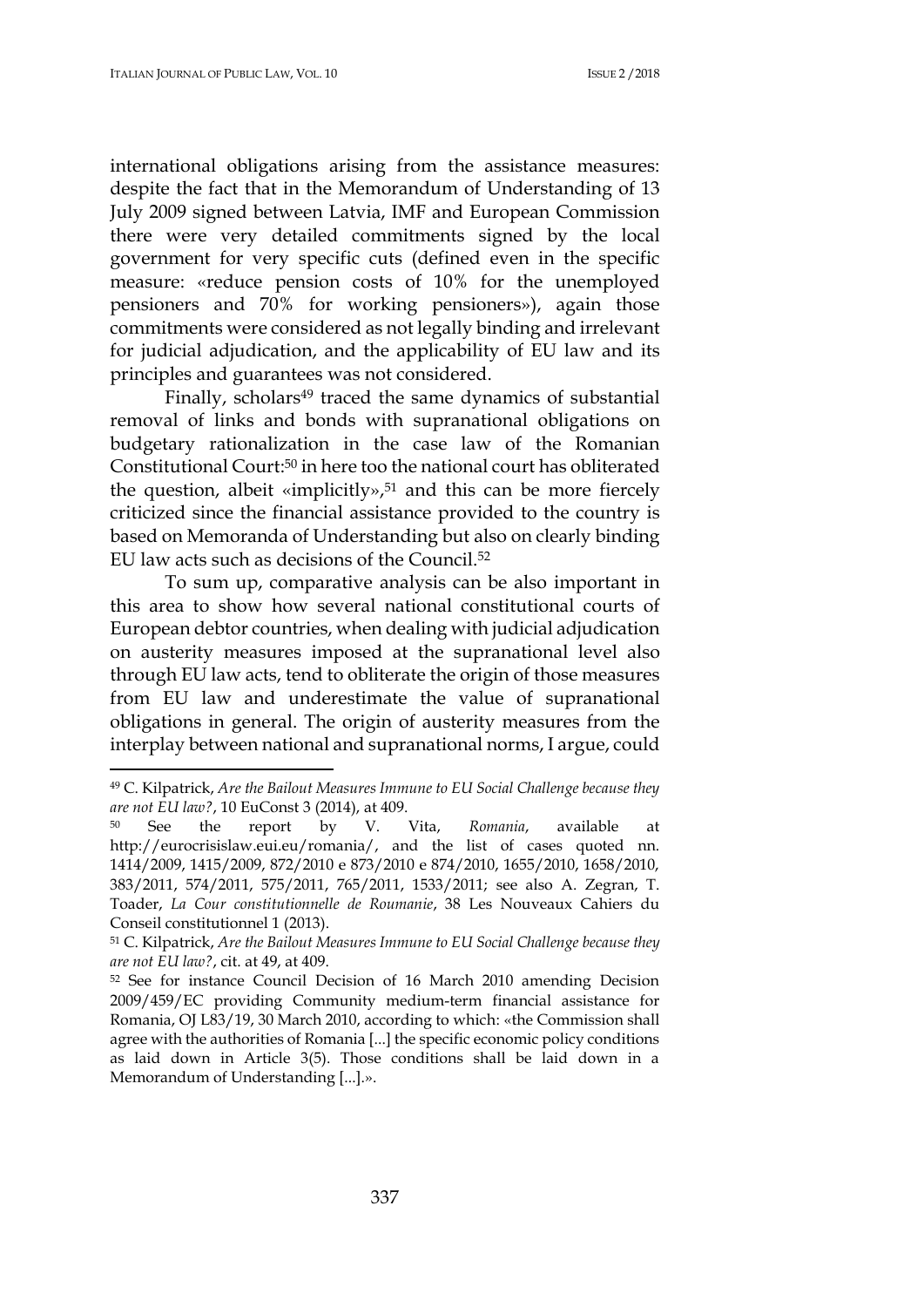international obligations arising from the assistance measures: despite the fact that in the Memorandum of Understanding of 13 July 2009 signed between Latvia, IMF and European Commission there were very detailed commitments signed by the local government for very specific cuts (defined even in the specific measure: «reduce pension costs of 10% for the unemployed pensioners and 70% for working pensioners»), again those commitments were considered as not legally binding and irrelevant for judicial adjudication, and the applicability of EU law and its principles and guarantees was not considered.

Finally, scholars[49] traced the same dynamics of substantial removal of links and bonds with supranational obligations on budgetary rationalization in the case law of the Romanian Constitutional Court:[50] in here too the national court has obliterated the question, albeit «implicitly»,[51] and this can be more fiercely criticized since the financial assistance provided to the country is based on Memoranda of Understanding but also on clearly binding EU law acts such as decisions of the Council.[52]

To sum up, comparative analysis can be also important in this area to show how several national constitutional courts of European debtor countries, when dealing with judicial adjudication on austerity measures imposed at the supranational level also through EU law acts, tend to obliterate the origin of those measures from EU law and underestimate the value of supranational obligations in general. The origin of austerity measures from the interplay between national and supranational norms, I argue, could

---

[49] C. Kilpatrick, *Are the Bailout Measures Immune to EU Social Challenge because they are not EU law?*, 10 EuConst 3 (2014), at 409.

[50] See the report by V. Vita, *Romania*, available at http://eurocrisislaw.eui.eu/romania/, and the list of cases quoted nn. 1414/2009, 1415/2009, 872/2010 e 873/2010 e 874/2010, 1655/2010, 1658/2010, 383/2011, 574/2011, 575/2011, 765/2011, 1533/2011; see also A. Zegran, T. Toader, *La Cour constitutionnelle de Roumanie*, 38 Les Nouveaux Cahiers du Conseil constitutionnel 1 (2013).

[51] C. Kilpatrick, *Are the Bailout Measures Immune to EU Social Challenge because they are not EU law?*, cit. at 49, at 409.

[52] See for instance Council Decision of 16 March 2010 amending Decision 2009/459/EC providing Community medium-term financial assistance for Romania, OJ L83/19, 30 March 2010, according to which: «the Commission shall agree with the authorities of Romania [...] the specific economic policy conditions as laid down in Article 3(5). Those conditions shall be laid down in a Memorandum of Understanding [...].».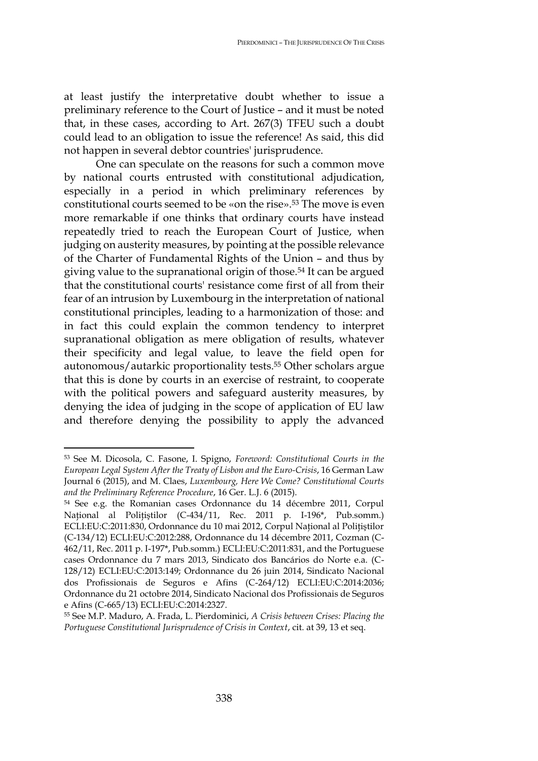at least justify the interpretative doubt whether to issue a preliminary reference to the Court of Justice – and it must be noted that, in these cases, according to Art. 267(3) TFEU such a doubt could lead to an obligation to issue the reference! As said, this did not happen in several debtor countries' jurisprudence.

One can speculate on the reasons for such a common move by national courts entrusted with constitutional adjudication, especially in a period in which preliminary references by constitutional courts seemed to be «on the rise».[53] The move is even more remarkable if one thinks that ordinary courts have instead repeatedly tried to reach the European Court of Justice, when judging on austerity measures, by pointing at the possible relevance of the Charter of Fundamental Rights of the Union – and thus by giving value to the supranational origin of those.[54] It can be argued that the constitutional courts' resistance come first of all from their fear of an intrusion by Luxembourg in the interpretation of national constitutional principles, leading to a harmonization of those: and in fact this could explain the common tendency to interpret supranational obligation as mere obligation of results, whatever their specificity and legal value, to leave the field open for autonomous/autarkic proportionality tests.[55] Other scholars argue that this is done by courts in an exercise of restraint, to cooperate with the political powers and safeguard austerity measures, by denying the idea of judging in the scope of application of EU law and therefore denying the possibility to apply the advanced

---

[53] See M. Dicosola, C. Fasone, I. Spigno, *Foreword: Constitutional Courts in the European Legal System After the Treaty of Lisbon and the Euro-Crisis*, 16 German Law Journal 6 (2015), and M. Claes, *Luxembourg, Here We Come? Constitutional Courts and the Preliminary Reference Procedure*, 16 Ger. L.J. 6 (2015).

[54] See e.g. the Romanian cases Ordonnance du 14 décembre 2011, Corpul Național al Polițiștilor (C-434/11, Rec. 2011 p. I-196*, Pub.somm.) ECLI:EU:C:2011:830, Ordonnance du 10 mai 2012, Corpul Național al Polițiștilor (C-134/12) ECLI:EU:C:2012:288, Ordonnance du 14 décembre 2011, Cozman (C-462/11, Rec. 2011 p. I-197*, Pub.somm.) ECLI:EU:C:2011:831, and the Portuguese cases Ordonnance du 7 mars 2013, Sindicato dos Bancários do Norte e.a. (C-128/12) ECLI:EU:C:2013:149; Ordonnance du 26 juin 2014, Sindicato Nacional dos Profissionais de Seguros e Afins (C-264/12) ECLI:EU:C:2014:2036; Ordonnance du 21 octobre 2014, Sindicato Nacional dos Profissionais de Seguros e Afins (C-665/13) ECLI:EU:C:2014:2327.

[55] See M.P. Maduro, A. Frada, L. Pierdominici, *A Crisis between Crises: Placing the Portuguese Constitutional Jurisprudence of Crisis in Context*, cit. at 39, 13 et seq.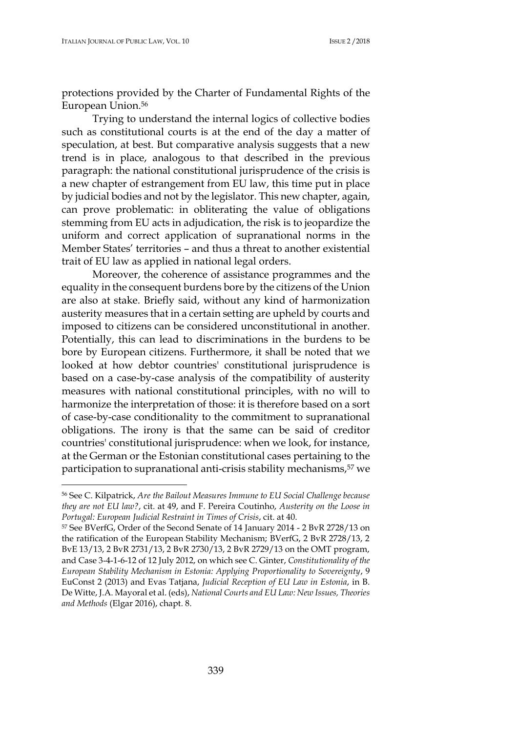protections provided by the Charter of Fundamental Rights of the European Union.[56]

Trying to understand the internal logics of collective bodies such as constitutional courts is at the end of the day a matter of speculation, at best. But comparative analysis suggests that a new trend is in place, analogous to that described in the previous paragraph: the national constitutional jurisprudence of the crisis is a new chapter of estrangement from EU law, this time put in place by judicial bodies and not by the legislator. This new chapter, again, can prove problematic: in obliterating the value of obligations stemming from EU acts in adjudication, the risk is to jeopardize the uniform and correct application of supranational norms in the Member States' territories – and thus a threat to another existential trait of EU law as applied in national legal orders.

Moreover, the coherence of assistance programmes and the equality in the consequent burdens bore by the citizens of the Union are also at stake. Briefly said, without any kind of harmonization austerity measures that in a certain setting are upheld by courts and imposed to citizens can be considered unconstitutional in another. Potentially, this can lead to discriminations in the burdens to be bore by European citizens. Furthermore, it shall be noted that we looked at how debtor countries' constitutional jurisprudence is based on a case-by-case analysis of the compatibility of austerity measures with national constitutional principles, with no will to harmonize the interpretation of those: it is therefore based on a sort of case-by-case conditionality to the commitment to supranational obligations. The irony is that the same can be said of creditor countries' constitutional jurisprudence: when we look, for instance, at the German or the Estonian constitutional cases pertaining to the participation to supranational anti-crisis stability mechanisms,[57] we

---

[56] See C. Kilpatrick, *Are the Bailout Measures Immune to EU Social Challenge because they are not EU law?*, cit. at 49, and F. Pereira Coutinho, *Austerity on the Loose in Portugal: European Judicial Restraint in Times of Crisis*, cit. at 40.

[57] See BVerfG, Order of the Second Senate of 14 January 2014 - 2 BvR 2728/13 on the ratification of the European Stability Mechanism; BVerfG, 2 BvR 2728/13, 2 BvE 13/13, 2 BvR 2731/13, 2 BvR 2730/13, 2 BvR 2729/13 on the OMT program, and Case 3-4-1-6-12 of 12 July 2012, on which see C. Ginter, *Constitutionality of the European Stability Mechanism in Estonia: Applying Proportionality to Sovereignty*, 9 EuConst 2 (2013) and Evas Tatjana, *Judicial Reception of EU Law in Estonia*, in B. De Witte, J.A. Mayoral et al. (eds), *National Courts and EU Law: New Issues, Theories and Methods* (Elgar 2016), chapt. 8.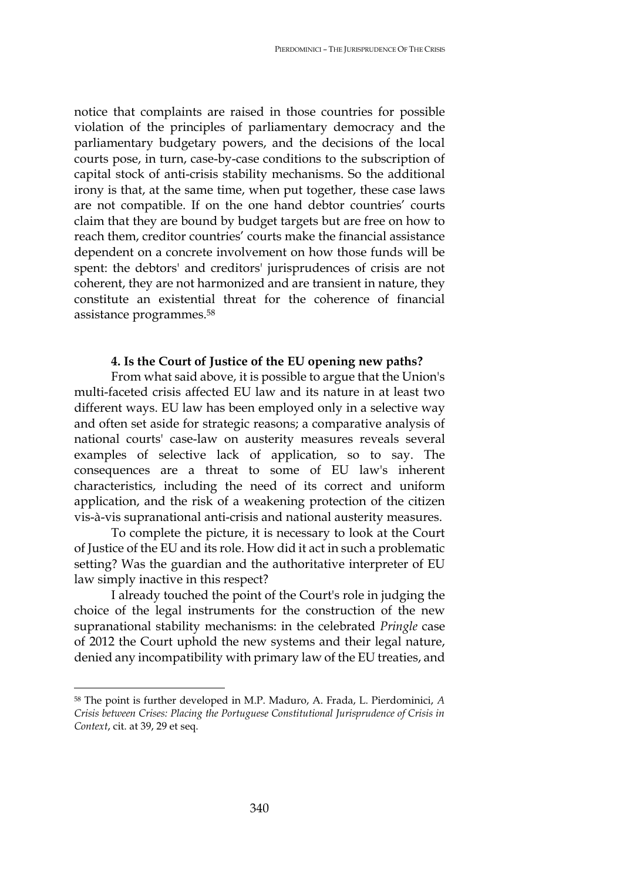notice that complaints are raised in those countries for possible violation of the principles of parliamentary democracy and the parliamentary budgetary powers, and the decisions of the local courts pose, in turn, case-by-case conditions to the subscription of capital stock of anti-crisis stability mechanisms. So the additional irony is that, at the same time, when put together, these case laws are not compatible. If on the one hand debtor countries' courts claim that they are bound by budget targets but are free on how to reach them, creditor countries' courts make the financial assistance dependent on a concrete involvement on how those funds will be spent: the debtors' and creditors' jurisprudences of crisis are not coherent, they are not harmonized and are transient in nature, they constitute an existential threat for the coherence of financial assistance programmes.[58]

### 4. Is the Court of Justice of the EU opening new paths?

From what said above, it is possible to argue that the Union's multi-faceted crisis affected EU law and its nature in at least two different ways. EU law has been employed only in a selective way and often set aside for strategic reasons; a comparative analysis of national courts' case-law on austerity measures reveals several examples of selective lack of application, so to say. The consequences are a threat to some of EU law's inherent characteristics, including the need of its correct and uniform application, and the risk of a weakening protection of the citizen vis-à-vis supranational anti-crisis and national austerity measures.

To complete the picture, it is necessary to look at the Court of Justice of the EU and its role. How did it act in such a problematic setting? Was the guardian and the authoritative interpreter of EU law simply inactive in this respect?

I already touched the point of the Court's role in judging the choice of the legal instruments for the construction of the new supranational stability mechanisms: in the celebrated *Pringle* case of 2012 the Court uphold the new systems and their legal nature, denied any incompatibility with primary law of the EU treaties, and

---

[58] The point is further developed in M.P. Maduro, A. Frada, L. Pierdominici, *A Crisis between Crises: Placing the Portuguese Constitutional Jurisprudence of Crisis in Context*, cit. at 39, 29 et seq.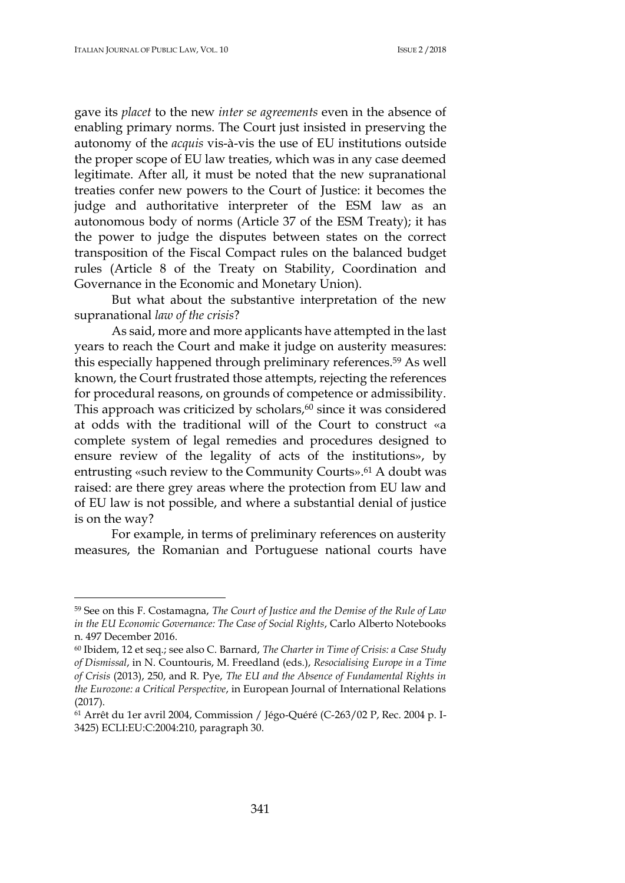gave its *placet* to the new *inter se agreements* even in the absence of enabling primary norms. The Court just insisted in preserving the autonomy of the *acquis* vis-à-vis the use of EU institutions outside the proper scope of EU law treaties, which was in any case deemed legitimate. After all, it must be noted that the new supranational treaties confer new powers to the Court of Justice: it becomes the judge and authoritative interpreter of the ESM law as an autonomous body of norms (Article 37 of the ESM Treaty); it has the power to judge the disputes between states on the correct transposition of the Fiscal Compact rules on the balanced budget rules (Article 8 of the Treaty on Stability, Coordination and Governance in the Economic and Monetary Union).

But what about the substantive interpretation of the new supranational *law of the crisis*?

As said, more and more applicants have attempted in the last years to reach the Court and make it judge on austerity measures: this especially happened through preliminary references.[59] As well known, the Court frustrated those attempts, rejecting the references for procedural reasons, on grounds of competence or admissibility. This approach was criticized by scholars,[60] since it was considered at odds with the traditional will of the Court to construct «a complete system of legal remedies and procedures designed to ensure review of the legality of acts of the institutions», by entrusting «such review to the Community Courts».[61] A doubt was raised: are there grey areas where the protection from EU law and of EU law is not possible, and where a substantial denial of justice is on the way?

For example, in terms of preliminary references on austerity measures, the Romanian and Portuguese national courts have

---

[59] See on this F. Costamagna, *The Court of Justice and the Demise of the Rule of Law in the EU Economic Governance: The Case of Social Rights*, Carlo Alberto Notebooks n. 497 December 2016.

[60] Ibidem, 12 et seq.; see also C. Barnard, *The Charter in Time of Crisis: a Case Study of Dismissal*, in N. Countouris, M. Freedland (eds.), *Resocialising Europe in a Time of Crisis* (2013), 250, and R. Pye, *The EU and the Absence of Fundamental Rights in the Eurozone: a Critical Perspective*, in European Journal of International Relations (2017).

[61] Arrêt du 1er avril 2004, Commission / Jégo-Quéré (C-263/02 P, Rec. 2004 p. I-3425) ECLI:EU:C:2004:210, paragraph 30.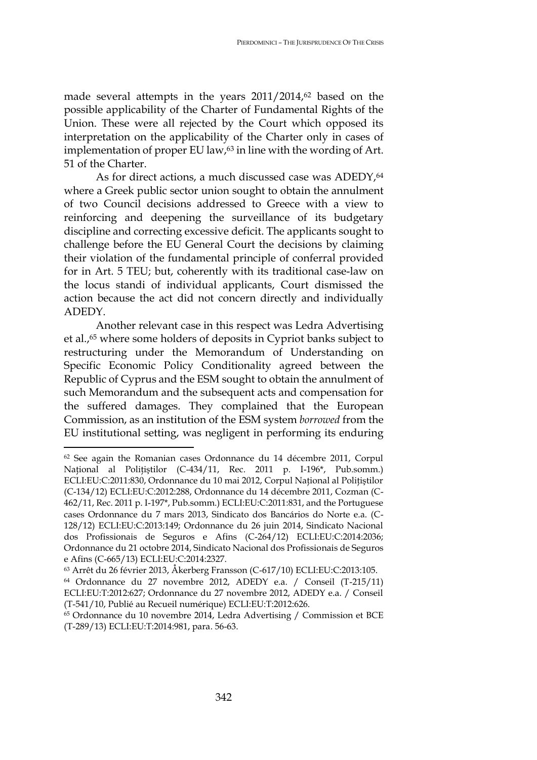made several attempts in the years 2011/2014,[62] based on the possible applicability of the Charter of Fundamental Rights of the Union. These were all rejected by the Court which opposed its interpretation on the applicability of the Charter only in cases of implementation of proper EU law,[63] in line with the wording of Art. 51 of the Charter.

As for direct actions, a much discussed case was ADEDY,[64] where a Greek public sector union sought to obtain the annulment of two Council decisions addressed to Greece with a view to reinforcing and deepening the surveillance of its budgetary discipline and correcting excessive deficit. The applicants sought to challenge before the EU General Court the decisions by claiming their violation of the fundamental principle of conferral provided for in Art. 5 TEU; but, coherently with its traditional case-law on the locus standi of individual applicants, Court dismissed the action because the act did not concern directly and individually ADEDY.

Another relevant case in this respect was Ledra Advertising et al.,[65] where some holders of deposits in Cypriot banks subject to restructuring under the Memorandum of Understanding on Specific Economic Policy Conditionality agreed between the Republic of Cyprus and the ESM sought to obtain the annulment of such Memorandum and the subsequent acts and compensation for the suffered damages. They complained that the European Commission, as an institution of the ESM system *borrowed* from the EU institutional setting, was negligent in performing its enduring

---

[62] See again the Romanian cases Ordonnance du 14 décembre 2011, Corpul Național al Polițiștilor (C-434/11, Rec. 2011 p. I-196*, Pub.somm.) ECLI:EU:C:2011:830, Ordonnance du 10 mai 2012, Corpul Național al Polițiştilor (C-134/12) ECLI:EU:C:2012:288, Ordonnance du 14 décembre 2011, Cozman (C-462/11, Rec. 2011 p. I-197*, Pub.somm.) ECLI:EU:C:2011:831, and the Portuguese cases Ordonnance du 7 mars 2013, Sindicato dos Bancários do Norte e.a. (C-128/12) ECLI:EU:C:2013:149; Ordonnance du 26 juin 2014, Sindicato Nacional dos Profissionais de Seguros e Afins (C-264/12) ECLI:EU:C:2014:2036; Ordonnance du 21 octobre 2014, Sindicato Nacional dos Profissionais de Seguros e Afins (C-665/13) ECLI:EU:C:2014:2327.

[63] Arrêt du 26 février 2013, Åkerberg Fransson (C-617/10) ECLI:EU:C:2013:105.

[64] Ordonnance du 27 novembre 2012, ADEDY e.a. / Conseil (T-215/11) ECLI:EU:T:2012:627; Ordonnance du 27 novembre 2012, ADEDY e.a. / Conseil (T-541/10, Publié au Recueil numérique) ECLI:EU:T:2012:626.

[65] Ordonnance du 10 novembre 2014, Ledra Advertising / Commission et BCE (T-289/13) ECLI:EU:T:2014:981, para. 56-63.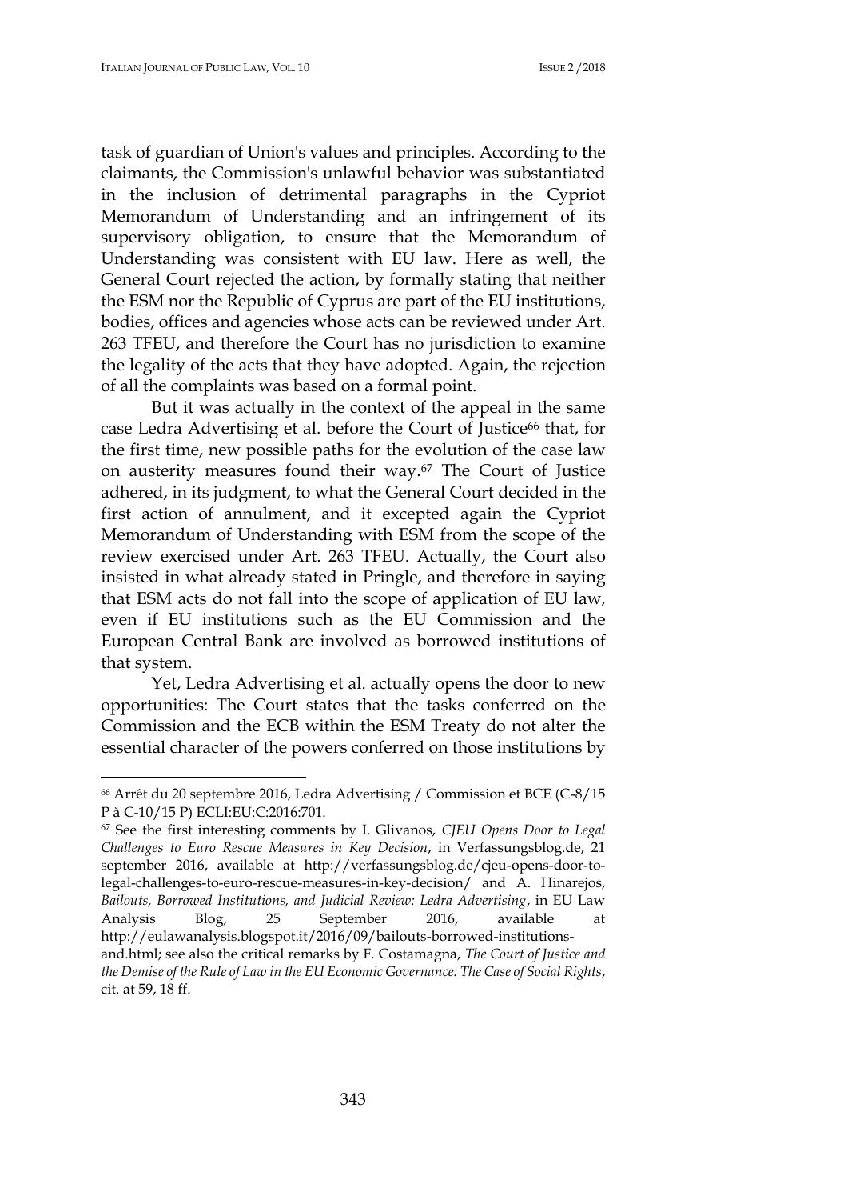task of guardian of Union's values and principles. According to the claimants, the Commission's unlawful behavior was substantiated in the inclusion of detrimental paragraphs in the Cypriot Memorandum of Understanding and an infringement of its supervisory obligation, to ensure that the Memorandum of Understanding was consistent with EU law. Here as well, the General Court rejected the action, by formally stating that neither the ESM nor the Republic of Cyprus are part of the EU institutions, bodies, offices and agencies whose acts can be reviewed under Art. 263 TFEU, and therefore the Court has no jurisdiction to examine the legality of the acts that they have adopted. Again, the rejection of all the complaints was based on a formal point.

But it was actually in the context of the appeal in the same case Ledra Advertising et al. before the Court of Justice[66] that, for the first time, new possible paths for the evolution of the case law on austerity measures found their way.[67] The Court of Justice adhered, in its judgment, to what the General Court decided in the first action of annulment, and it excepted again the Cypriot Memorandum of Understanding with ESM from the scope of the review exercised under Art. 263 TFEU. Actually, the Court also insisted in what already stated in Pringle, and therefore in saying that ESM acts do not fall into the scope of application of EU law, even if EU institutions such as the EU Commission and the European Central Bank are involved as borrowed institutions of that system.

Yet, Ledra Advertising et al. actually opens the door to new opportunities: The Court states that the tasks conferred on the Commission and the ECB within the ESM Treaty do not alter the essential character of the powers conferred on those institutions by

---

[66] Arrêt du 20 septembre 2016, Ledra Advertising / Commission et BCE (C-8/15 P à C-10/15 P) ECLI:EU:C:2016:701.

[67] See the first interesting comments by I. Glivanos, *CJEU Opens Door to Legal Challenges to Euro Rescue Measures in Key Decision*, in Verfassungsblog.de, 21 september 2016, available at http://verfassungsblog.de/cjeu-opens-door-to-legal-challenges-to-euro-rescue-measures-in-key-decision/ and A. Hinarejos, *Bailouts, Borrowed Institutions, and Judicial Review: Ledra Advertising*, in EU Law Analysis Blog, 25 September 2016, available at http://eulawanalysis.blogspot.it/2016/09/bailouts-borrowed-institutions-and.html; see also the critical remarks by F. Costamagna, *The Court of Justice and the Demise of the Rule of Law in the EU Economic Governance: The Case of Social Rights*, cit. at 59, 18 ff.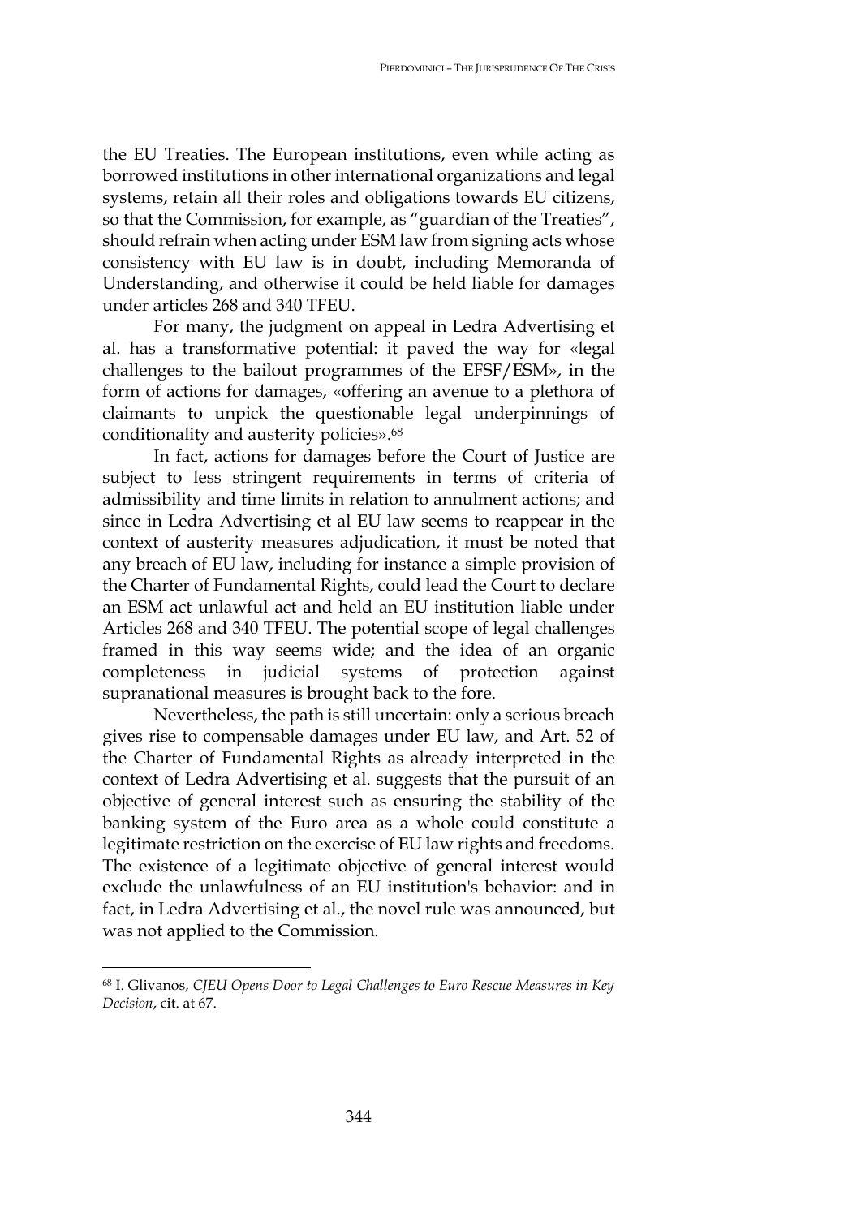the EU Treaties. The European institutions, even while acting as borrowed institutions in other international organizations and legal systems, retain all their roles and obligations towards EU citizens, so that the Commission, for example, as "guardian of the Treaties", should refrain when acting under ESM law from signing acts whose consistency with EU law is in doubt, including Memoranda of Understanding, and otherwise it could be held liable for damages under articles 268 and 340 TFEU.

For many, the judgment on appeal in Ledra Advertising et al. has a transformative potential: it paved the way for «legal challenges to the bailout programmes of the EFSF/ESM», in the form of actions for damages, «offering an avenue to a plethora of claimants to unpick the questionable legal underpinnings of conditionality and austerity policies».[68]

In fact, actions for damages before the Court of Justice are subject to less stringent requirements in terms of criteria of admissibility and time limits in relation to annulment actions; and since in Ledra Advertising et al EU law seems to reappear in the context of austerity measures adjudication, it must be noted that any breach of EU law, including for instance a simple provision of the Charter of Fundamental Rights, could lead the Court to declare an ESM act unlawful act and held an EU institution liable under Articles 268 and 340 TFEU. The potential scope of legal challenges framed in this way seems wide; and the idea of an organic completeness in judicial systems of protection against supranational measures is brought back to the fore.

Nevertheless, the path is still uncertain: only a serious breach gives rise to compensable damages under EU law, and Art. 52 of the Charter of Fundamental Rights as already interpreted in the context of Ledra Advertising et al. suggests that the pursuit of an objective of general interest such as ensuring the stability of the banking system of the Euro area as a whole could constitute a legitimate restriction on the exercise of EU law rights and freedoms. The existence of a legitimate objective of general interest would exclude the unlawfulness of an EU institution's behavior: and in fact, in Ledra Advertising et al., the novel rule was announced, but was not applied to the Commission.

---

[68] I. Glivanos, *CJEU Opens Door to Legal Challenges to Euro Rescue Measures in Key Decision*, cit. at 67.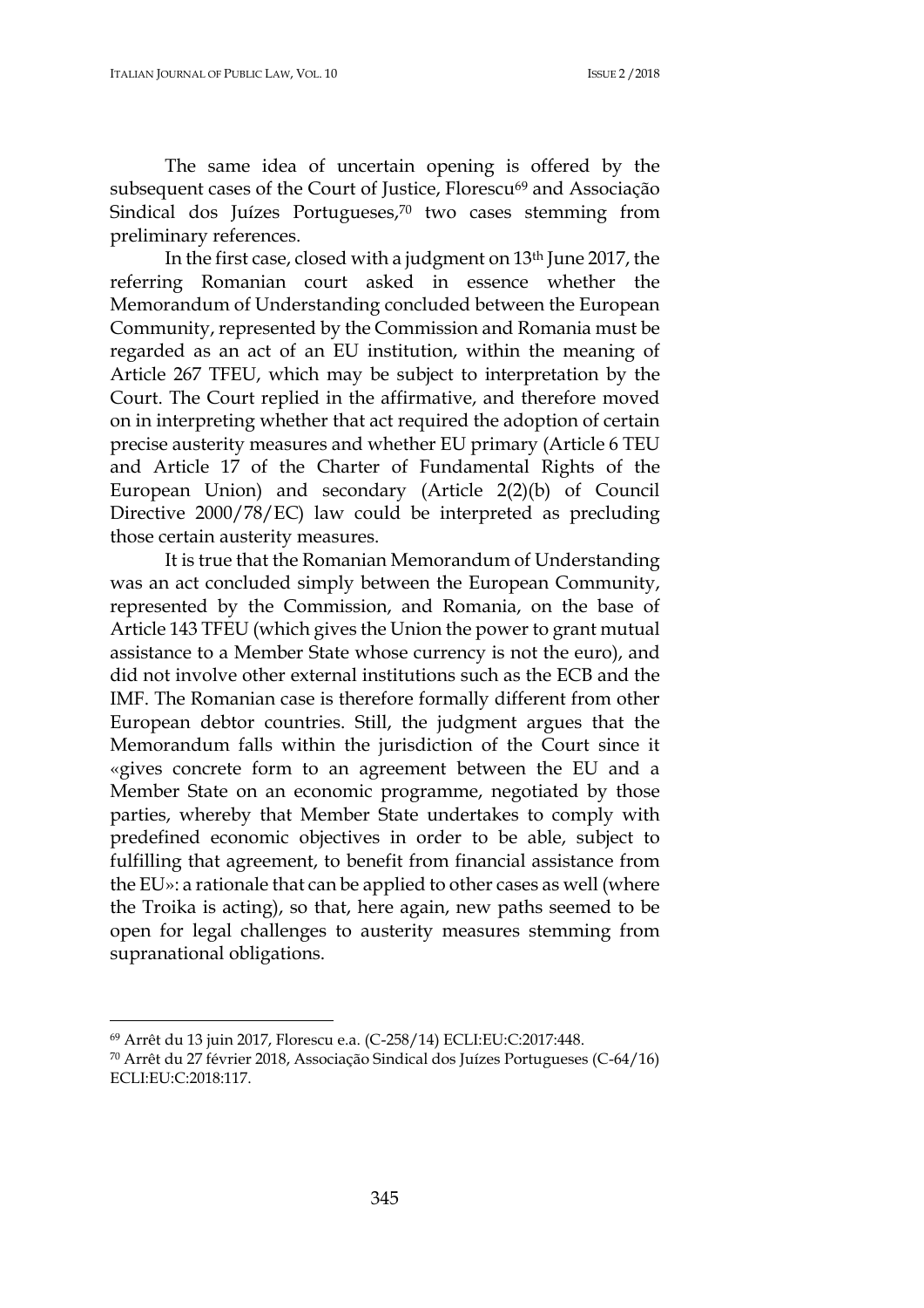The same idea of uncertain opening is offered by the subsequent cases of the Court of Justice, Florescu[69] and Associação Sindical dos Juízes Portugueses,[70] two cases stemming from preliminary references.

In the first case, closed with a judgment on 13th June 2017, the referring Romanian court asked in essence whether the Memorandum of Understanding concluded between the European Community, represented by the Commission and Romania must be regarded as an act of an EU institution, within the meaning of Article 267 TFEU, which may be subject to interpretation by the Court. The Court replied in the affirmative, and therefore moved on in interpreting whether that act required the adoption of certain precise austerity measures and whether EU primary (Article 6 TEU and Article 17 of the Charter of Fundamental Rights of the European Union) and secondary (Article 2(2)(b) of Council Directive 2000/78/EC) law could be interpreted as precluding those certain austerity measures.

It is true that the Romanian Memorandum of Understanding was an act concluded simply between the European Community, represented by the Commission, and Romania, on the base of Article 143 TFEU (which gives the Union the power to grant mutual assistance to a Member State whose currency is not the euro), and did not involve other external institutions such as the ECB and the IMF. The Romanian case is therefore formally different from other European debtor countries. Still, the judgment argues that the Memorandum falls within the jurisdiction of the Court since it «gives concrete form to an agreement between the EU and a Member State on an economic programme, negotiated by those parties, whereby that Member State undertakes to comply with predefined economic objectives in order to be able, subject to fulfilling that agreement, to benefit from financial assistance from the EU»: a rationale that can be applied to other cases as well (where the Troika is acting), so that, here again, new paths seemed to be open for legal challenges to austerity measures stemming from supranational obligations.

---

[69] Arrêt du 13 juin 2017, Florescu e.a. (C-258/14) ECLI:EU:C:2017:448.

[70] Arrêt du 27 février 2018, Associação Sindical dos Juízes Portugueses (C-64/16) ECLI:EU:C:2018:117.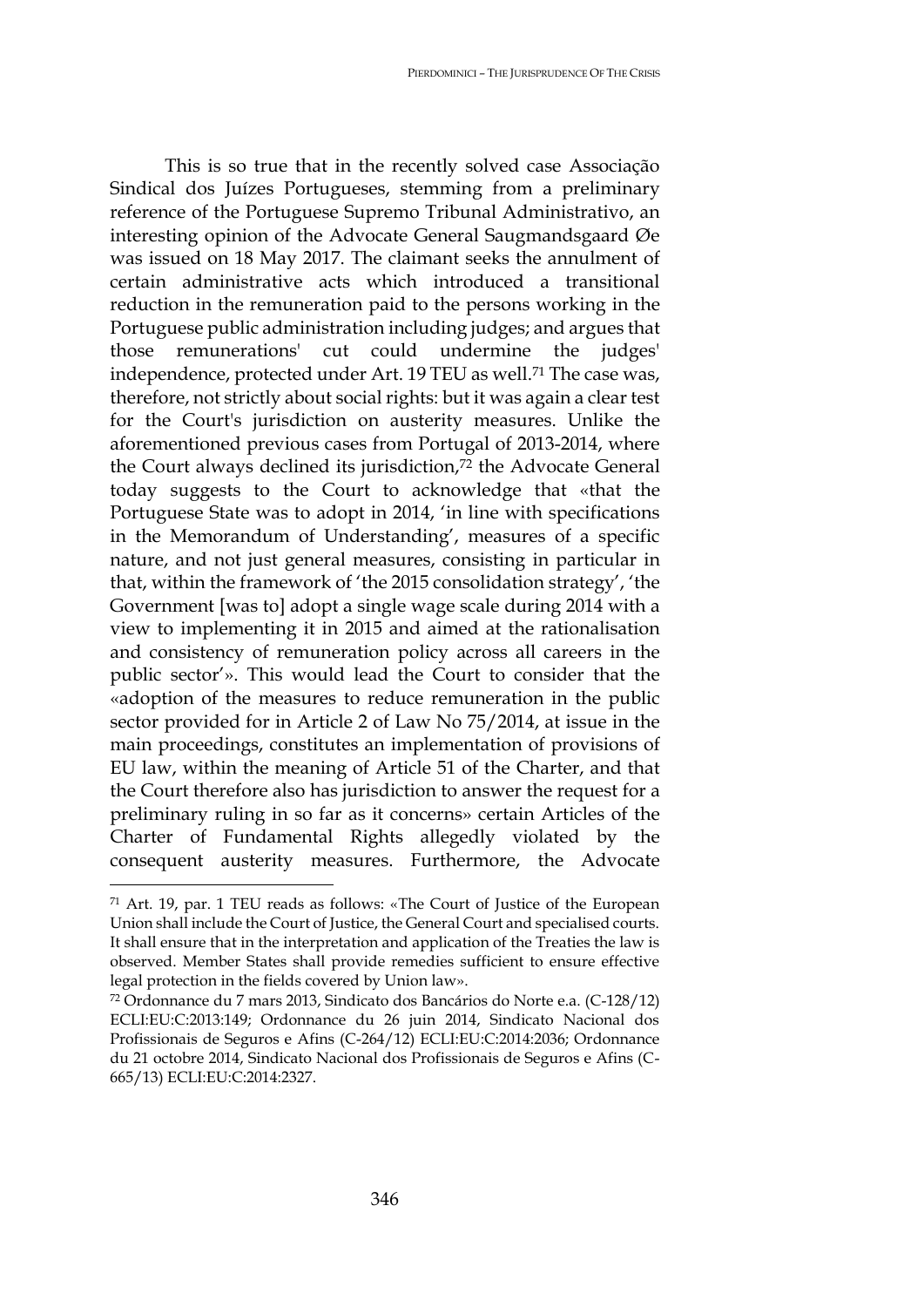This is so true that in the recently solved case Associação Sindical dos Juízes Portugueses, stemming from a preliminary reference of the Portuguese Supremo Tribunal Administrativo, an interesting opinion of the Advocate General Saugmandsgaard Øe was issued on 18 May 2017. The claimant seeks the annulment of certain administrative acts which introduced a transitional reduction in the remuneration paid to the persons working in the Portuguese public administration including judges; and argues that those remunerations' cut could undermine the judges' independence, protected under Art. 19 TEU as well.[71] The case was, therefore, not strictly about social rights: but it was again a clear test for the Court's jurisdiction on austerity measures. Unlike the aforementioned previous cases from Portugal of 2013-2014, where the Court always declined its jurisdiction,[72] the Advocate General today suggests to the Court to acknowledge that «that the Portuguese State was to adopt in 2014, 'in line with specifications in the Memorandum of Understanding', measures of a specific nature, and not just general measures, consisting in particular in that, within the framework of 'the 2015 consolidation strategy', 'the Government [was to] adopt a single wage scale during 2014 with a view to implementing it in 2015 and aimed at the rationalisation and consistency of remuneration policy across all careers in the public sector'». This would lead the Court to consider that the «adoption of the measures to reduce remuneration in the public sector provided for in Article 2 of Law No 75/2014, at issue in the main proceedings, constitutes an implementation of provisions of EU law, within the meaning of Article 51 of the Charter, and that the Court therefore also has jurisdiction to answer the request for a preliminary ruling in so far as it concerns» certain Articles of the Charter of Fundamental Rights allegedly violated by the consequent austerity measures. Furthermore, the Advocate

---

[71] Art. 19, par. 1 TEU reads as follows: «The Court of Justice of the European Union shall include the Court of Justice, the General Court and specialised courts. It shall ensure that in the interpretation and application of the Treaties the law is observed. Member States shall provide remedies sufficient to ensure effective legal protection in the fields covered by Union law».

[72] Ordonnance du 7 mars 2013, Sindicato dos Bancários do Norte e.a. (C-128/12) ECLI:EU:C:2013:149; Ordonnance du 26 juin 2014, Sindicato Nacional dos Profissionais de Seguros e Afins (C-264/12) ECLI:EU:C:2014:2036; Ordonnance du 21 octobre 2014, Sindicato Nacional dos Profissionais de Seguros e Afins (C-665/13) ECLI:EU:C:2014:2327.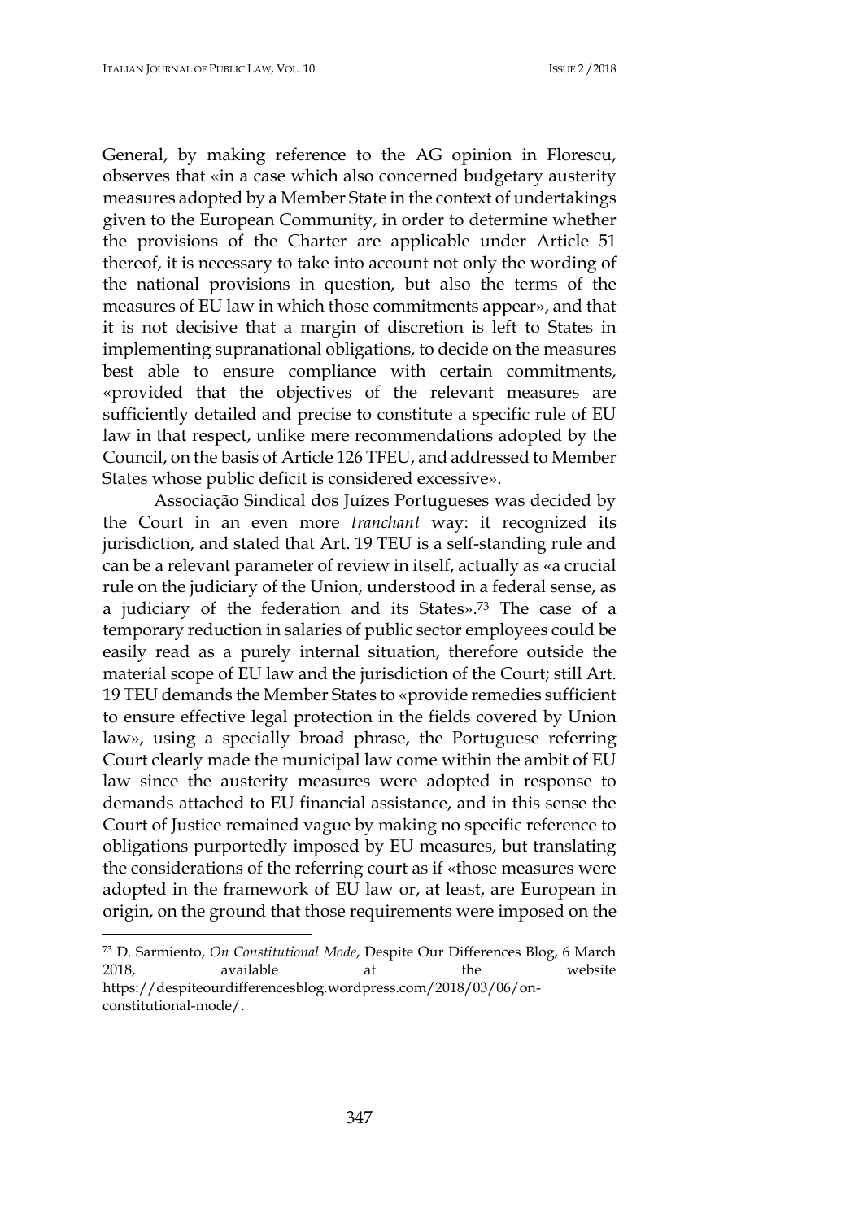General, by making reference to the AG opinion in Florescu, observes that «in a case which also concerned budgetary austerity measures adopted by a Member State in the context of undertakings given to the European Community, in order to determine whether the provisions of the Charter are applicable under Article 51 thereof, it is necessary to take into account not only the wording of the national provisions in question, but also the terms of the measures of EU law in which those commitments appear», and that it is not decisive that a margin of discretion is left to States in implementing supranational obligations, to decide on the measures best able to ensure compliance with certain commitments, «provided that the objectives of the relevant measures are sufficiently detailed and precise to constitute a specific rule of EU law in that respect, unlike mere recommendations adopted by the Council, on the basis of Article 126 TFEU, and addressed to Member States whose public deficit is considered excessive».

Associação Sindical dos Juízes Portugueses was decided by the Court in an even more *tranchant* way: it recognized its jurisdiction, and stated that Art. 19 TEU is a self-standing rule and can be a relevant parameter of review in itself, actually as «a crucial rule on the judiciary of the Union, understood in a federal sense, as a judiciary of the federation and its States».[73] The case of a temporary reduction in salaries of public sector employees could be easily read as a purely internal situation, therefore outside the material scope of EU law and the jurisdiction of the Court; still Art. 19 TEU demands the Member States to «provide remedies sufficient to ensure effective legal protection in the fields covered by Union law», using a specially broad phrase, the Portuguese referring Court clearly made the municipal law come within the ambit of EU law since the austerity measures were adopted in response to demands attached to EU financial assistance, and in this sense the Court of Justice remained vague by making no specific reference to obligations purportedly imposed by EU measures, but translating the considerations of the referring court as if «those measures were adopted in the framework of EU law or, at least, are European in origin, on the ground that those requirements were imposed on the

[73] D. Sarmiento, *On Constitutional Mode*, Despite Our Differences Blog, 6 March 2018, available at the website https://despiteourdifferencesblog.wordpress.com/2018/03/06/on-constitutional-mode/.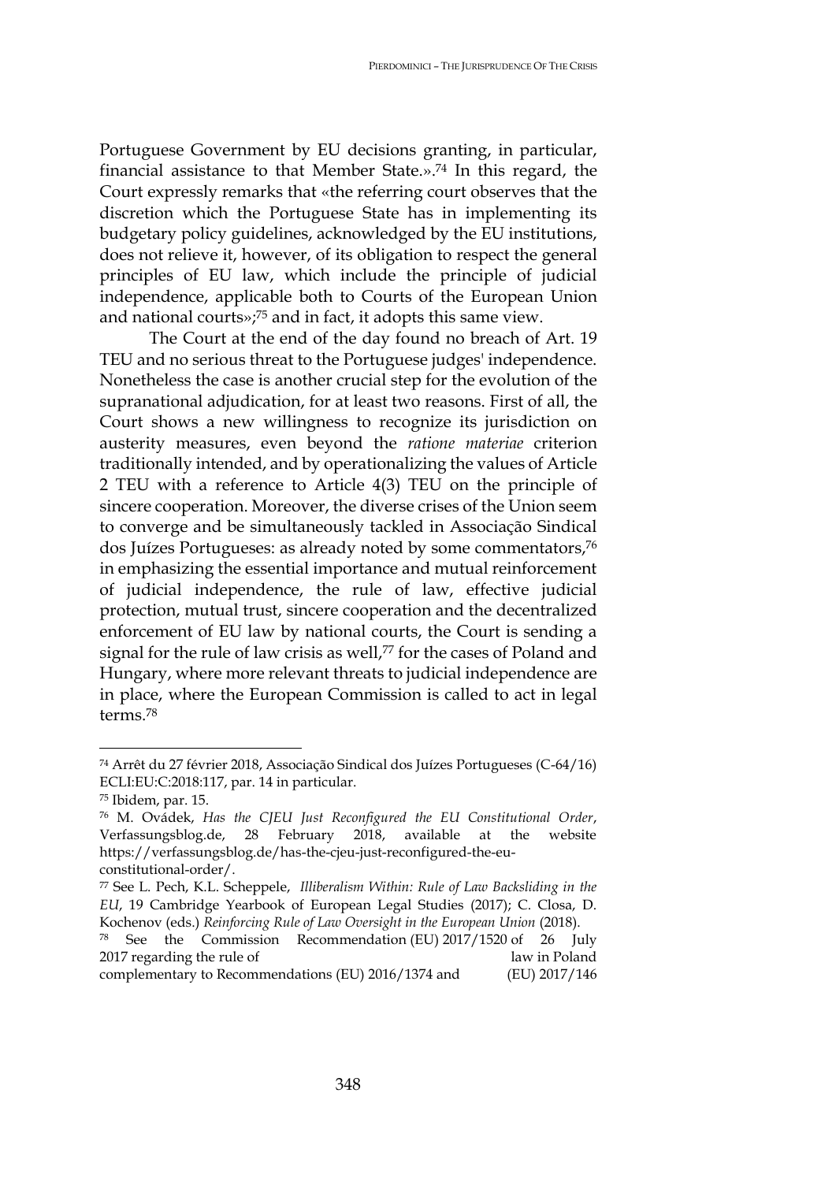Portuguese Government by EU decisions granting, in particular, financial assistance to that Member State.».[74] In this regard, the Court expressly remarks that «the referring court observes that the discretion which the Portuguese State has in implementing its budgetary policy guidelines, acknowledged by the EU institutions, does not relieve it, however, of its obligation to respect the general principles of EU law, which include the principle of judicial independence, applicable both to Courts of the European Union and national courts»;[75] and in fact, it adopts this same view.

The Court at the end of the day found no breach of Art. 19 TEU and no serious threat to the Portuguese judges' independence. Nonetheless the case is another crucial step for the evolution of the supranational adjudication, for at least two reasons. First of all, the Court shows a new willingness to recognize its jurisdiction on austerity measures, even beyond the *ratione materiae* criterion traditionally intended, and by operationalizing the values of Article 2 TEU with a reference to Article 4(3) TEU on the principle of sincere cooperation. Moreover, the diverse crises of the Union seem to converge and be simultaneously tackled in Associação Sindical dos Juízes Portugueses: as already noted by some commentators,[76] in emphasizing the essential importance and mutual reinforcement of judicial independence, the rule of law, effective judicial protection, mutual trust, sincere cooperation and the decentralized enforcement of EU law by national courts, the Court is sending a signal for the rule of law crisis as well,[77] for the cases of Poland and Hungary, where more relevant threats to judicial independence are in place, where the European Commission is called to act in legal terms.[78]

---

[74] Arrêt du 27 février 2018, Associação Sindical dos Juízes Portugueses (C-64/16) ECLI:EU:C:2018:117, par. 14 in particular.

[75] Ibidem, par. 15.

[76] M. Ovádek, *Has the CJEU Just Reconfigured the EU Constitutional Order*, Verfassungsblog.de, 28 February 2018, available at the website https://verfassungsblog.de/has-the-cjeu-just-reconfigured-the-eu-constitutional-order/.

[77] See L. Pech, K.L. Scheppele, *Illiberalism Within: Rule of Law Backsliding in the EU*, 19 Cambridge Yearbook of European Legal Studies (2017); C. Closa, D. Kochenov (eds.) *Reinforcing Rule of Law Oversight in the European Union* (2018).

[78] See the Commission Recommendation (EU) 2017/1520 of 26 July 2017 regarding the rule of law in Poland complementary to Recommendations (EU) 2016/1374 and (EU) 2017/146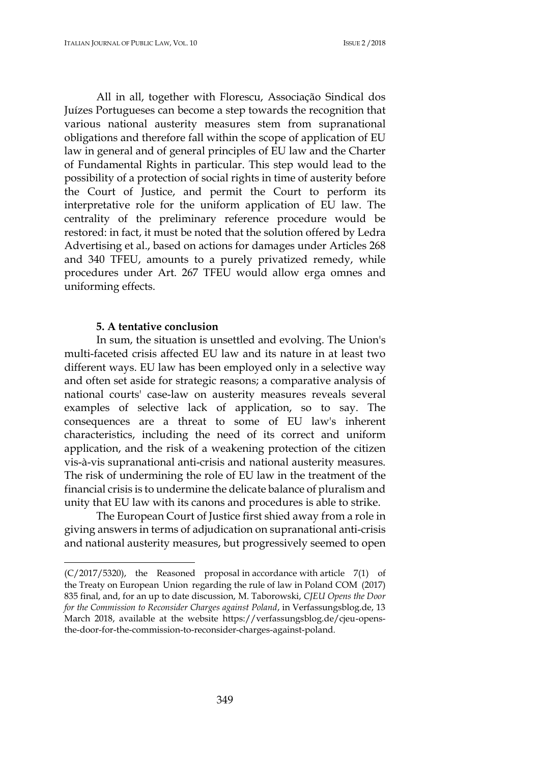All in all, together with Florescu, Associação Sindical dos Juízes Portugueses can become a step towards the recognition that various national austerity measures stem from supranational obligations and therefore fall within the scope of application of EU law in general and of general principles of EU law and the Charter of Fundamental Rights in particular. This step would lead to the possibility of a protection of social rights in time of austerity before the Court of Justice, and permit the Court to perform its interpretative role for the uniform application of EU law. The centrality of the preliminary reference procedure would be restored: in fact, it must be noted that the solution offered by Ledra Advertising et al., based on actions for damages under Articles 268 and 340 TFEU, amounts to a purely privatized remedy, while procedures under Art. 267 TFEU would allow erga omnes and uniforming effects.

## 5. A tentative conclusion

In sum, the situation is unsettled and evolving. The Union's multi-faceted crisis affected EU law and its nature in at least two different ways. EU law has been employed only in a selective way and often set aside for strategic reasons; a comparative analysis of national courts' case-law on austerity measures reveals several examples of selective lack of application, so to say. The consequences are a threat to some of EU law's inherent characteristics, including the need of its correct and uniform application, and the risk of a weakening protection of the citizen vis-à-vis supranational anti-crisis and national austerity measures. The risk of undermining the role of EU law in the treatment of the financial crisis is to undermine the delicate balance of pluralism and unity that EU law with its canons and procedures is able to strike.

The European Court of Justice first shied away from a role in giving answers in terms of adjudication on supranational anti-crisis and national austerity measures, but progressively seemed to open

---

(C/2017/5320), the Reasoned proposal in accordance with article 7(1) of the Treaty on European Union regarding the rule of law in Poland COM (2017) 835 final, and, for an up to date discussion, M. Taborowski, *CJEU Opens the Door for the Commission to Reconsider Charges against Poland*, in Verfassungsblog.de, 13 March 2018, available at the website https://verfassungsblog.de/cjeu-opens-the-door-for-the-commission-to-reconsider-charges-against-poland.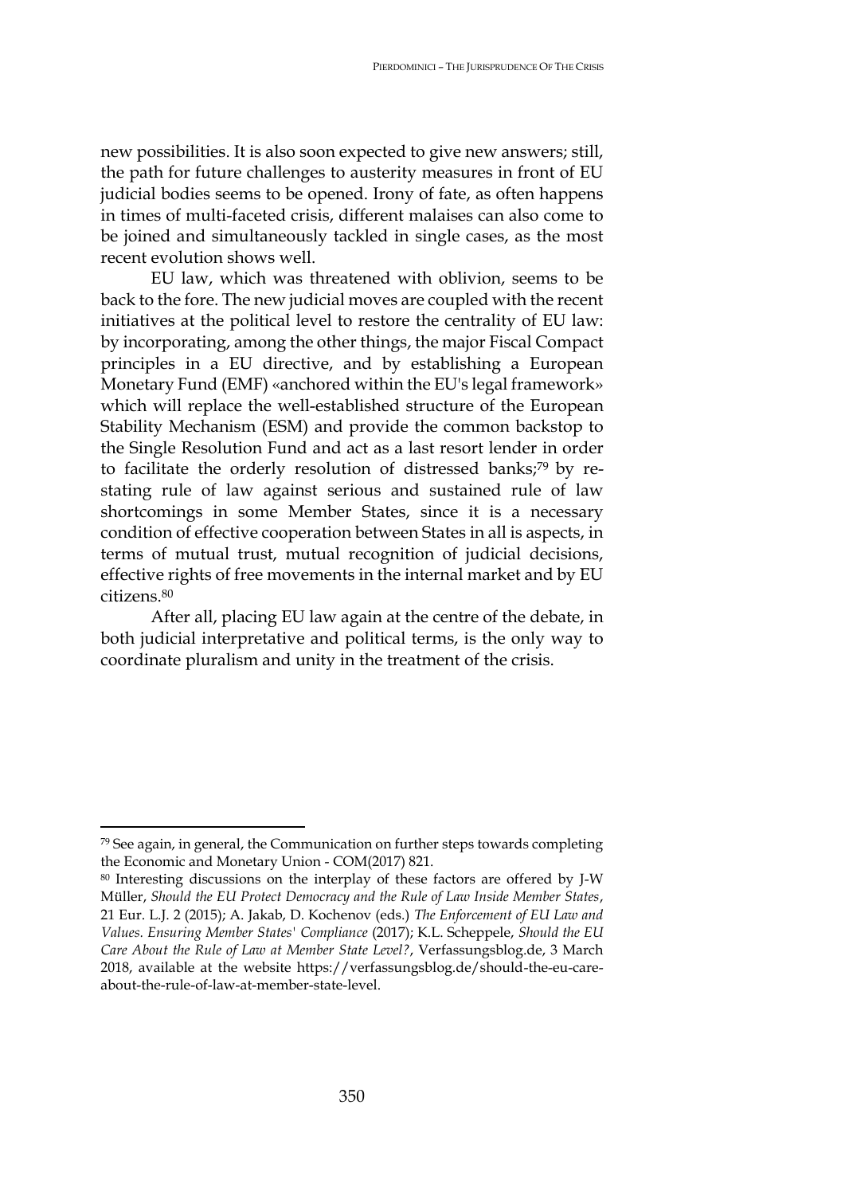new possibilities. It is also soon expected to give new answers; still, the path for future challenges to austerity measures in front of EU judicial bodies seems to be opened. Irony of fate, as often happens in times of multi-faceted crisis, different malaises can also come to be joined and simultaneously tackled in single cases, as the most recent evolution shows well.

EU law, which was threatened with oblivion, seems to be back to the fore. The new judicial moves are coupled with the recent initiatives at the political level to restore the centrality of EU law: by incorporating, among the other things, the major Fiscal Compact principles in a EU directive, and by establishing a European Monetary Fund (EMF) «anchored within the EU's legal framework» which will replace the well-established structure of the European Stability Mechanism (ESM) and provide the common backstop to the Single Resolution Fund and act as a last resort lender in order to facilitate the orderly resolution of distressed banks;[79] by re-stating rule of law against serious and sustained rule of law shortcomings in some Member States, since it is a necessary condition of effective cooperation between States in all is aspects, in terms of mutual trust, mutual recognition of judicial decisions, effective rights of free movements in the internal market and by EU citizens.[80]

After all, placing EU law again at the centre of the debate, in both judicial interpretative and political terms, is the only way to coordinate pluralism and unity in the treatment of the crisis.

---

[79] See again, in general, the Communication on further steps towards completing the Economic and Monetary Union - COM(2017) 821.

[80] Interesting discussions on the interplay of these factors are offered by J-W Müller, *Should the EU Protect Democracy and the Rule of Law Inside Member States*, 21 Eur. L.J. 2 (2015); A. Jakab, D. Kochenov (eds.) *The Enforcement of EU Law and Values. Ensuring Member States' Compliance* (2017); K.L. Scheppele, *Should the EU Care About the Rule of Law at Member State Level?*, Verfassungsblog.de, 3 March 2018, available at the website https://verfassungsblog.de/should-the-eu-care-about-the-rule-of-law-at-member-state-level.